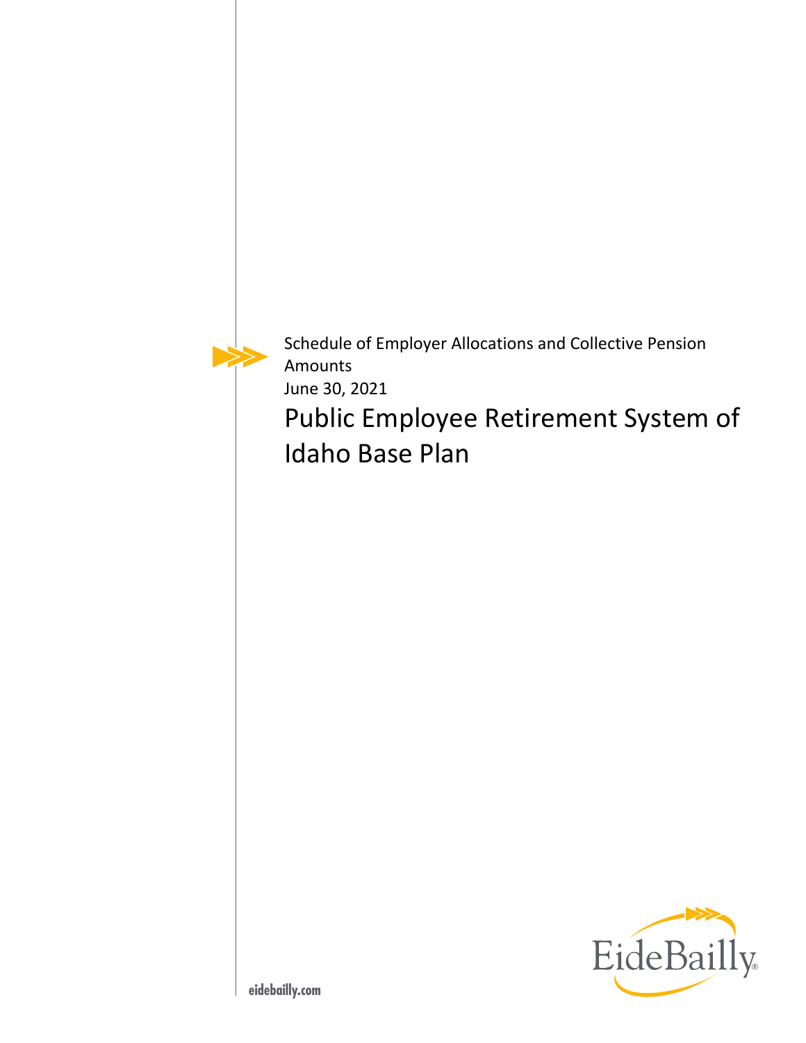Schedule of Employer Allocations and Collective Pension Amounts

June 30, 2021

# Public Employee Retirement System of Idaho Base Plan

eidebailly.com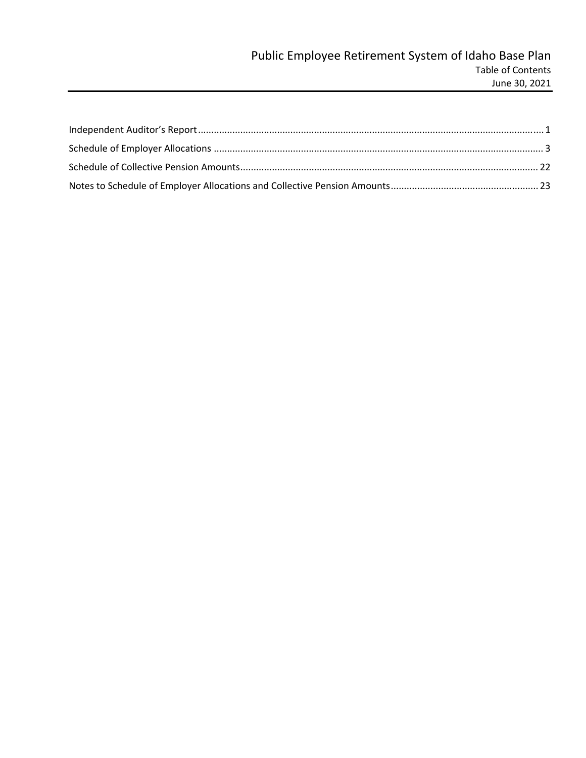# Public Employee Retirement System of Idaho Base Plan

Table of Contents

June 30, 2021

| | |
|---|---|
| Independent Auditor's Report | 1 |
| Schedule of Employer Allocations | 3 |
| Schedule of Collective Pension Amounts | 22 |
| Notes to Schedule of Employer Allocations and Collective Pension Amounts | 23 |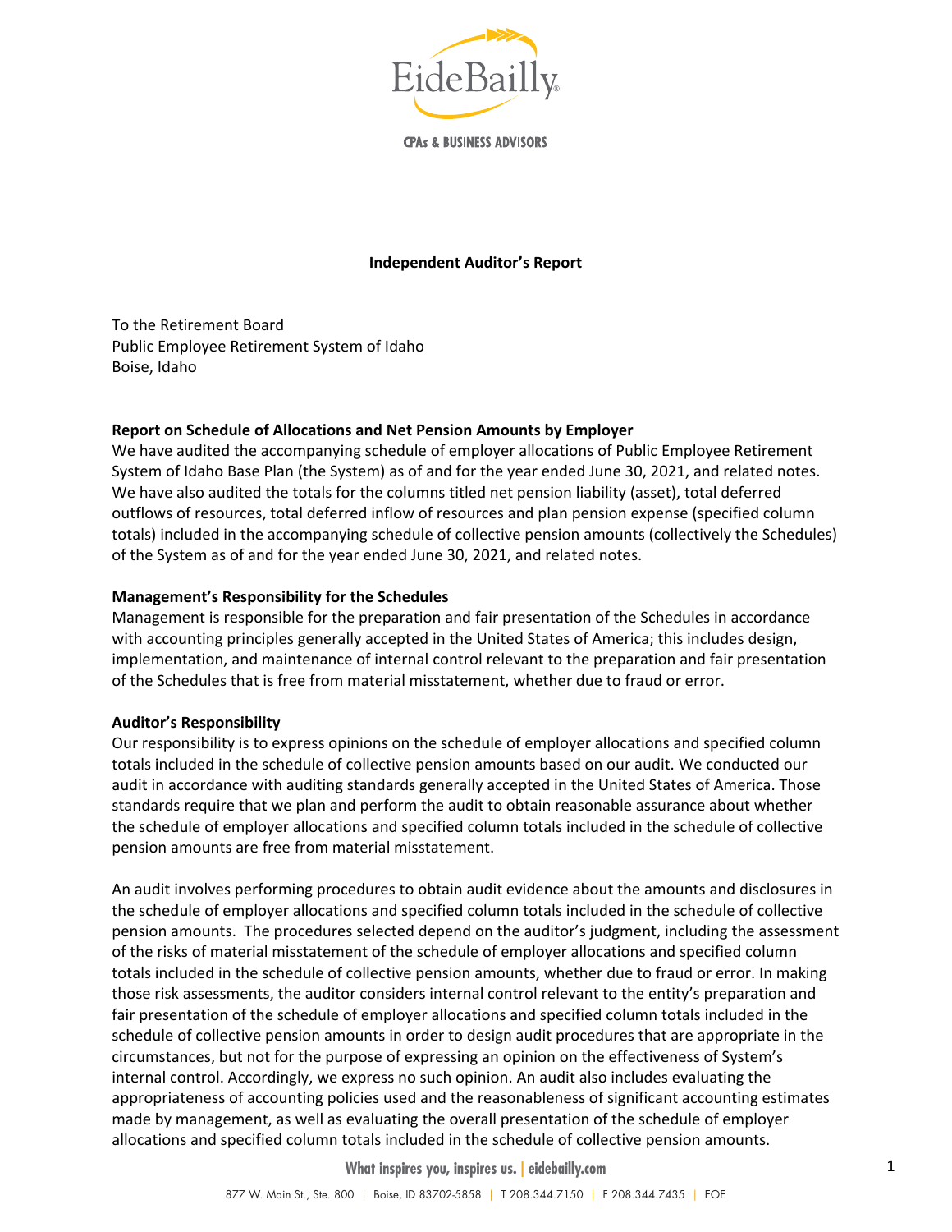**Independent Auditor's Report**

To the Retirement Board
Public Employee Retirement System of Idaho
Boise, Idaho

**Report on Schedule of Allocations and Net Pension Amounts by Employer**

We have audited the accompanying schedule of employer allocations of Public Employee Retirement System of Idaho Base Plan (the System) as of and for the year ended June 30, 2021, and related notes. We have also audited the totals for the columns titled net pension liability (asset), total deferred outflows of resources, total deferred inflow of resources and plan pension expense (specified column totals) included in the accompanying schedule of collective pension amounts (collectively the Schedules) of the System as of and for the year ended June 30, 2021, and related notes.

**Management's Responsibility for the Schedules**

Management is responsible for the preparation and fair presentation of the Schedules in accordance with accounting principles generally accepted in the United States of America; this includes design, implementation, and maintenance of internal control relevant to the preparation and fair presentation of the Schedules that is free from material misstatement, whether due to fraud or error.

**Auditor's Responsibility**

Our responsibility is to express opinions on the schedule of employer allocations and specified column totals included in the schedule of collective pension amounts based on our audit. We conducted our audit in accordance with auditing standards generally accepted in the United States of America. Those standards require that we plan and perform the audit to obtain reasonable assurance about whether the schedule of employer allocations and specified column totals included in the schedule of collective pension amounts are free from material misstatement.

An audit involves performing procedures to obtain audit evidence about the amounts and disclosures in the schedule of employer allocations and specified column totals included in the schedule of collective pension amounts. The procedures selected depend on the auditor's judgment, including the assessment of the risks of material misstatement of the schedule of employer allocations and specified column totals included in the schedule of collective pension amounts, whether due to fraud or error. In making those risk assessments, the auditor considers internal control relevant to the entity's preparation and fair presentation of the schedule of employer allocations and specified column totals included in the schedule of collective pension amounts in order to design audit procedures that are appropriate in the circumstances, but not for the purpose of expressing an opinion on the effectiveness of System's internal control. Accordingly, we express no such opinion. An audit also includes evaluating the appropriateness of accounting policies used and the reasonableness of significant accounting estimates made by management, as well as evaluating the overall presentation of the schedule of employer allocations and specified column totals included in the schedule of collective pension amounts.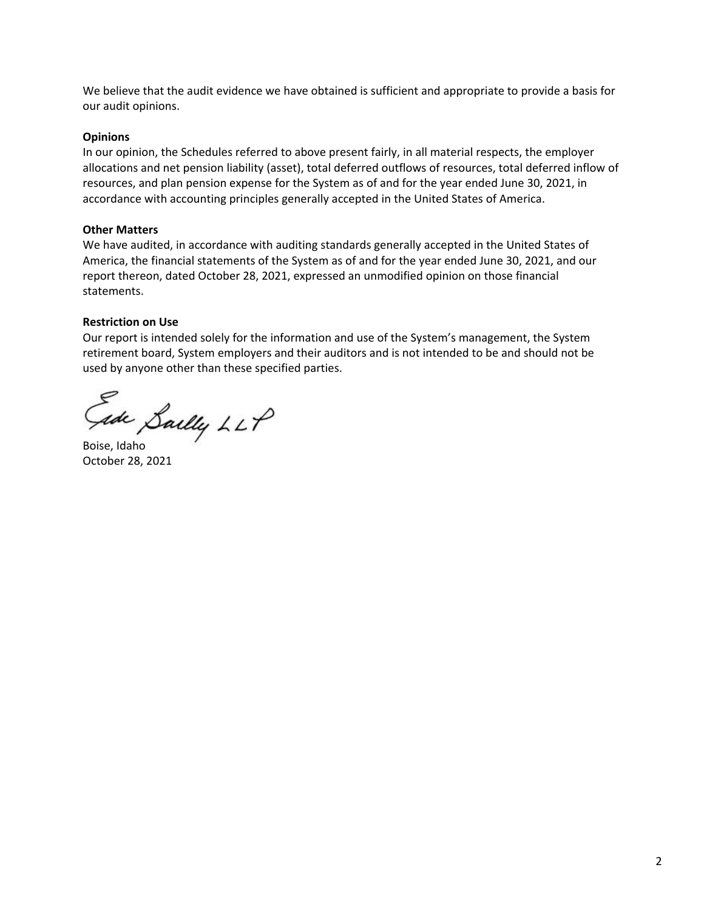We believe that the audit evidence we have obtained is sufficient and appropriate to provide a basis for our audit opinions.

**Opinions**

In our opinion, the Schedules referred to above present fairly, in all material respects, the employer allocations and net pension liability (asset), total deferred outflows of resources, total deferred inflow of resources, and plan pension expense for the System as of and for the year ended June 30, 2021, in accordance with accounting principles generally accepted in the United States of America.

**Other Matters**

We have audited, in accordance with auditing standards generally accepted in the United States of America, the financial statements of the System as of and for the year ended June 30, 2021, and our report thereon, dated October 28, 2021, expressed an unmodified opinion on those financial statements.

**Restriction on Use**

Our report is intended solely for the information and use of the System's management, the System retirement board, System employers and their auditors and is not intended to be and should not be used by anyone other than these specified parties.

Eide Bailly LLP

Boise, Idaho
October 28, 2021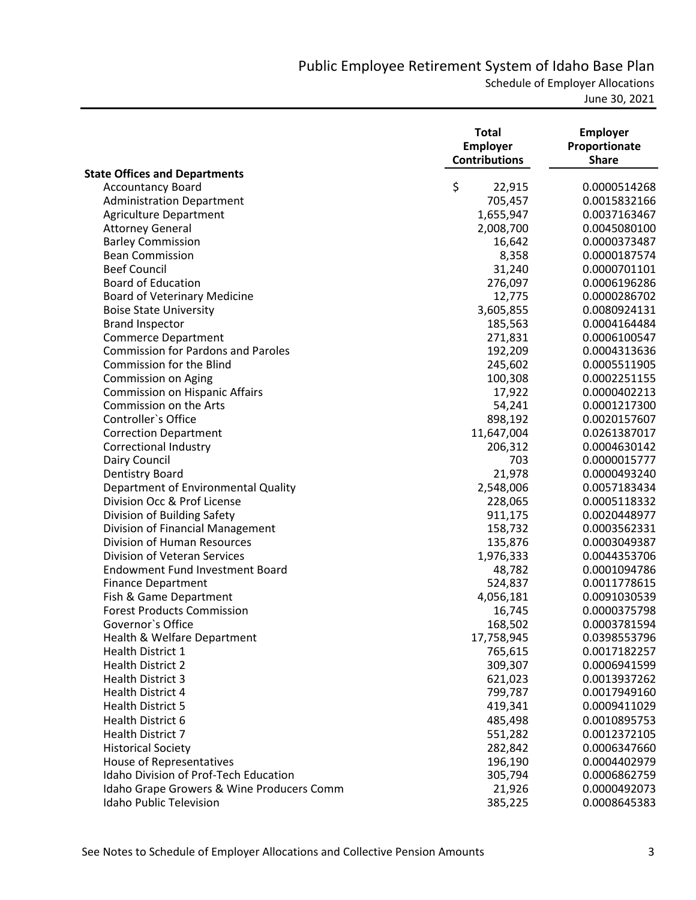# Public Employee Retirement System of Idaho Base Plan

Schedule of Employer Allocations

June 30, 2021

| | Total Employer Contributions | Employer Proportionate Share |
|---|---|---|
| **State Offices and Departments** | | |
| Accountancy Board | $ 22,915 | 0.0000514268 |
| Administration Department | 705,457 | 0.0015832166 |
| Agriculture Department | 1,655,947 | 0.0037163467 |
| Attorney General | 2,008,700 | 0.0045080100 |
| Barley Commission | 16,642 | 0.0000373487 |
| Bean Commission | 8,358 | 0.0000187574 |
| Beef Council | 31,240 | 0.0000701101 |
| Board of Education | 276,097 | 0.0006196286 |
| Board of Veterinary Medicine | 12,775 | 0.0000286702 |
| Boise State University | 3,605,855 | 0.0080924131 |
| Brand Inspector | 185,563 | 0.0004164484 |
| Commerce Department | 271,831 | 0.0006100547 |
| Commission for Pardons and Paroles | 192,209 | 0.0004313636 |
| Commission for the Blind | 245,602 | 0.0005511905 |
| Commission on Aging | 100,308 | 0.0002251155 |
| Commission on Hispanic Affairs | 17,922 | 0.0000402213 |
| Commission on the Arts | 54,241 | 0.0001217300 |
| Controller`s Office | 898,192 | 0.0020157607 |
| Correction Department | 11,647,004 | 0.0261387017 |
| Correctional Industry | 206,312 | 0.0004630142 |
| Dairy Council | 703 | 0.0000015777 |
| Dentistry Board | 21,978 | 0.0000493240 |
| Department of Environmental Quality | 2,548,006 | 0.0057183434 |
| Division Occ & Prof License | 228,065 | 0.0005118332 |
| Division of Building Safety | 911,175 | 0.0020448977 |
| Division of Financial Management | 158,732 | 0.0003562331 |
| Division of Human Resources | 135,876 | 0.0003049387 |
| Division of Veteran Services | 1,976,333 | 0.0044353706 |
| Endowment Fund Investment Board | 48,782 | 0.0001094786 |
| Finance Department | 524,837 | 0.0011778615 |
| Fish & Game Department | 4,056,181 | 0.0091030539 |
| Forest Products Commission | 16,745 | 0.0000375798 |
| Governor`s Office | 168,502 | 0.0003781594 |
| Health & Welfare Department | 17,758,945 | 0.0398553796 |
| Health District 1 | 765,615 | 0.0017182257 |
| Health District 2 | 309,307 | 0.0006941599 |
| Health District 3 | 621,023 | 0.0013937262 |
| Health District 4 | 799,787 | 0.0017949160 |
| Health District 5 | 419,341 | 0.0009411029 |
| Health District 6 | 485,498 | 0.0010895753 |
| Health District 7 | 551,282 | 0.0012372105 |
| Historical Society | 282,842 | 0.0006347660 |
| House of Representatives | 196,190 | 0.0004402979 |
| Idaho Division of Prof-Tech Education | 305,794 | 0.0006862759 |
| Idaho Grape Growers & Wine Producers Comm | 21,926 | 0.0000492073 |
| Idaho Public Television | 385,225 | 0.0008645383 |

See Notes to Schedule of Employer Allocations and Collective Pension Amounts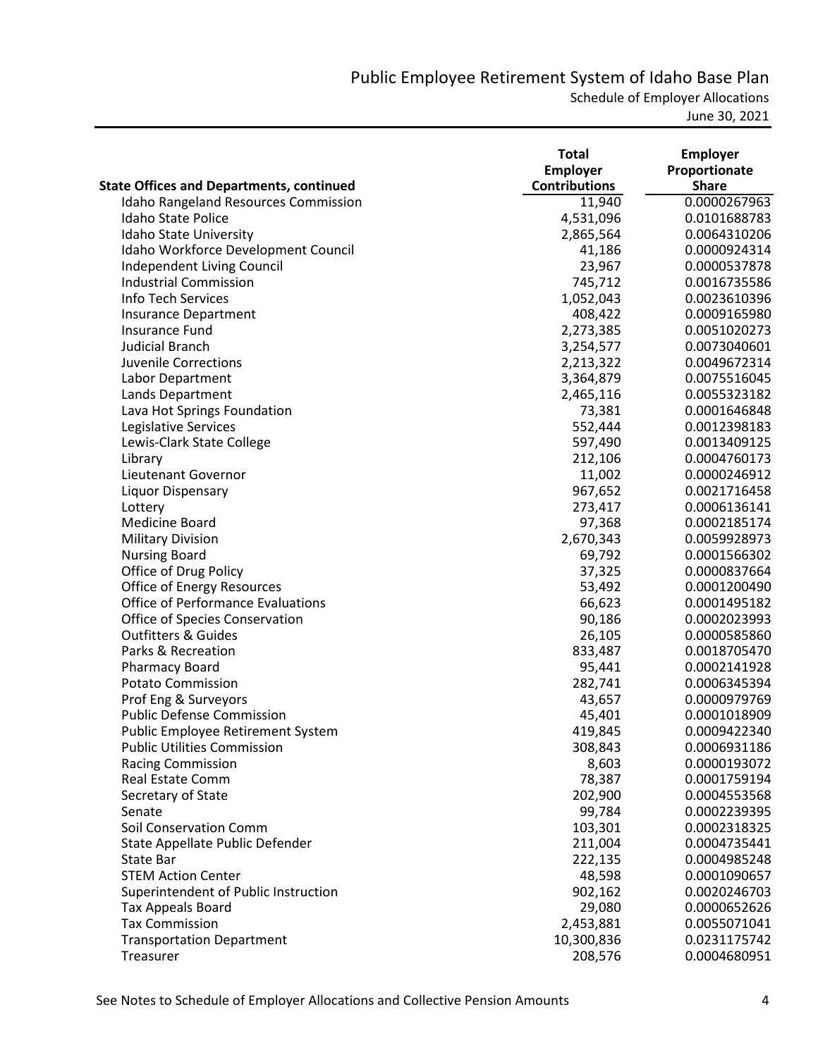# Public Employee Retirement System of Idaho Base Plan

Schedule of Employer Allocations

June 30, 2021

| State Offices and Departments, continued | Total Employer Contributions | Employer Proportionate Share |
|---|---|---|
| Idaho Rangeland Resources Commission | 11,940 | 0.0000267963 |
| Idaho State Police | 4,531,096 | 0.0101688783 |
| Idaho State University | 2,865,564 | 0.0064310206 |
| Idaho Workforce Development Council | 41,186 | 0.0000924314 |
| Independent Living Council | 23,967 | 0.0000537878 |
| Industrial Commission | 745,712 | 0.0016735586 |
| Info Tech Services | 1,052,043 | 0.0023610396 |
| Insurance Department | 408,422 | 0.0009165980 |
| Insurance Fund | 2,273,385 | 0.0051020273 |
| Judicial Branch | 3,254,577 | 0.0073040601 |
| Juvenile Corrections | 2,213,322 | 0.0049672314 |
| Labor Department | 3,364,879 | 0.0075516045 |
| Lands Department | 2,465,116 | 0.0055323182 |
| Lava Hot Springs Foundation | 73,381 | 0.0001646848 |
| Legislative Services | 552,444 | 0.0012398183 |
| Lewis-Clark State College | 597,490 | 0.0013409125 |
| Library | 212,106 | 0.0004760173 |
| Lieutenant Governor | 11,002 | 0.0000246912 |
| Liquor Dispensary | 967,652 | 0.0021716458 |
| Lottery | 273,417 | 0.0006136141 |
| Medicine Board | 97,368 | 0.0002185174 |
| Military Division | 2,670,343 | 0.0059928973 |
| Nursing Board | 69,792 | 0.0001566302 |
| Office of Drug Policy | 37,325 | 0.0000837664 |
| Office of Energy Resources | 53,492 | 0.0001200490 |
| Office of Performance Evaluations | 66,623 | 0.0001495182 |
| Office of Species Conservation | 90,186 | 0.0002023993 |
| Outfitters & Guides | 26,105 | 0.0000585860 |
| Parks & Recreation | 833,487 | 0.0018705470 |
| Pharmacy Board | 95,441 | 0.0002141928 |
| Potato Commission | 282,741 | 0.0006345394 |
| Prof Eng & Surveyors | 43,657 | 0.0000979769 |
| Public Defense Commission | 45,401 | 0.0001018909 |
| Public Employee Retirement System | 419,845 | 0.0009422340 |
| Public Utilities Commission | 308,843 | 0.0006931186 |
| Racing Commission | 8,603 | 0.0000193072 |
| Real Estate Comm | 78,387 | 0.0001759194 |
| Secretary of State | 202,900 | 0.0004553568 |
| Senate | 99,784 | 0.0002239395 |
| Soil Conservation Comm | 103,301 | 0.0002318325 |
| State Appellate Public Defender | 211,004 | 0.0004735441 |
| State Bar | 222,135 | 0.0004985248 |
| STEM Action Center | 48,598 | 0.0001090657 |
| Superintendent of Public Instruction | 902,162 | 0.0020246703 |
| Tax Appeals Board | 29,080 | 0.0000652626 |
| Tax Commission | 2,453,881 | 0.0055071041 |
| Transportation Department | 10,300,836 | 0.0231175742 |
| Treasurer | 208,576 | 0.0004680951 |

See Notes to Schedule of Employer Allocations and Collective Pension Amounts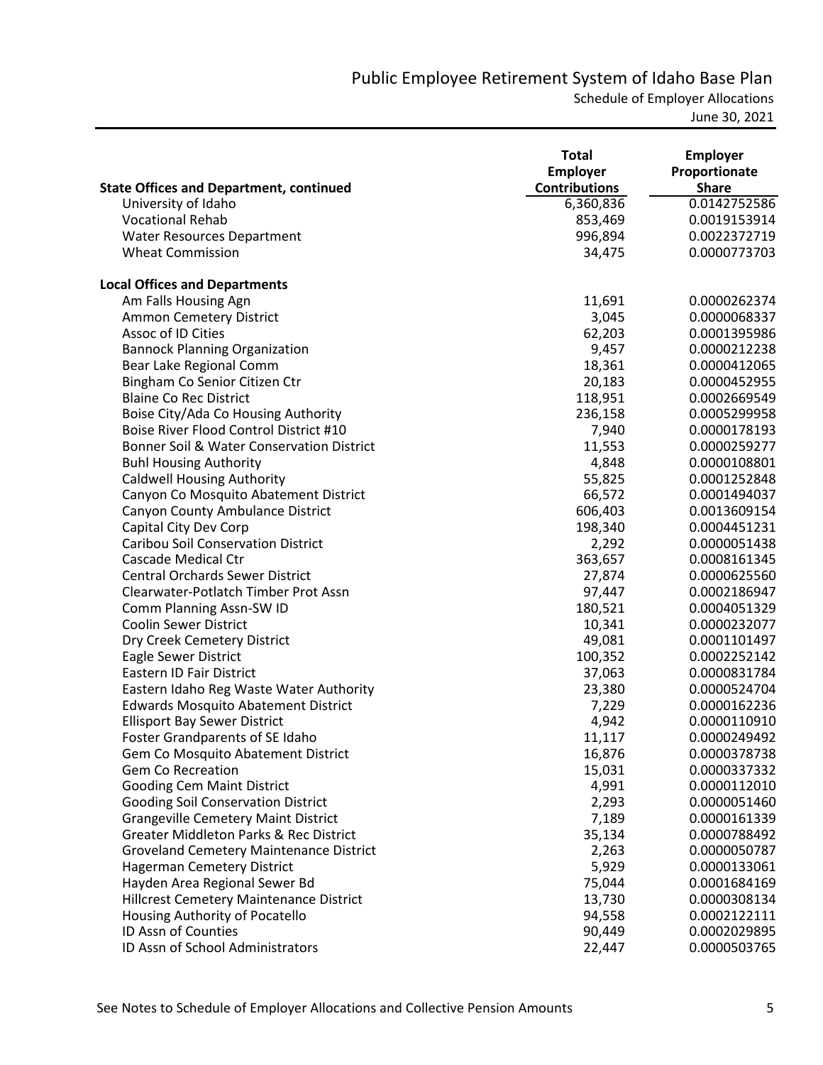# Public Employee Retirement System of Idaho Base Plan

## Schedule of Employer Allocations

June 30, 2021

| State Offices and Department, continued | Total Employer Contributions | Employer Proportionate Share |
|---|---|---|
| University of Idaho | 6,360,836 | 0.0142752586 |
| Vocational Rehab | 853,469 | 0.0019153914 |
| Water Resources Department | 996,894 | 0.0022372719 |
| Wheat Commission | 34,475 | 0.0000773703 |
| **Local Offices and Departments** | | |
| Am Falls Housing Agn | 11,691 | 0.0000262374 |
| Ammon Cemetery District | 3,045 | 0.0000068337 |
| Assoc of ID Cities | 62,203 | 0.0001395986 |
| Bannock Planning Organization | 9,457 | 0.0000212238 |
| Bear Lake Regional Comm | 18,361 | 0.0000412065 |
| Bingham Co Senior Citizen Ctr | 20,183 | 0.0000452955 |
| Blaine Co Rec District | 118,951 | 0.0002669549 |
| Boise City/Ada Co Housing Authority | 236,158 | 0.0005299958 |
| Boise River Flood Control District #10 | 7,940 | 0.0000178193 |
| Bonner Soil & Water Conservation District | 11,553 | 0.0000259277 |
| Buhl Housing Authority | 4,848 | 0.0000108801 |
| Caldwell Housing Authority | 55,825 | 0.0001252848 |
| Canyon Co Mosquito Abatement District | 66,572 | 0.0001494037 |
| Canyon County Ambulance District | 606,403 | 0.0013609154 |
| Capital City Dev Corp | 198,340 | 0.0004451231 |
| Caribou Soil Conservation District | 2,292 | 0.0000051438 |
| Cascade Medical Ctr | 363,657 | 0.0008161345 |
| Central Orchards Sewer District | 27,874 | 0.0000625560 |
| Clearwater-Potlatch Timber Prot Assn | 97,447 | 0.0002186947 |
| Comm Planning Assn-SW ID | 180,521 | 0.0004051329 |
| Coolin Sewer District | 10,341 | 0.0000232077 |
| Dry Creek Cemetery District | 49,081 | 0.0001101497 |
| Eagle Sewer District | 100,352 | 0.0002252142 |
| Eastern ID Fair District | 37,063 | 0.0000831784 |
| Eastern Idaho Reg Waste Water Authority | 23,380 | 0.0000524704 |
| Edwards Mosquito Abatement District | 7,229 | 0.0000162236 |
| Ellisport Bay Sewer District | 4,942 | 0.0000110910 |
| Foster Grandparents of SE Idaho | 11,117 | 0.0000249492 |
| Gem Co Mosquito Abatement District | 16,876 | 0.0000378738 |
| Gem Co Recreation | 15,031 | 0.0000337332 |
| Gooding Cem Maint District | 4,991 | 0.0000112010 |
| Gooding Soil Conservation District | 2,293 | 0.0000051460 |
| Grangeville Cemetery Maint District | 7,189 | 0.0000161339 |
| Greater Middleton Parks & Rec District | 35,134 | 0.0000788492 |
| Groveland Cemetery Maintenance District | 2,263 | 0.0000050787 |
| Hagerman Cemetery District | 5,929 | 0.0000133061 |
| Hayden Area Regional Sewer Bd | 75,044 | 0.0001684169 |
| Hillcrest Cemetery Maintenance District | 13,730 | 0.0000308134 |
| Housing Authority of Pocatello | 94,558 | 0.0002122111 |
| ID Assn of Counties | 90,449 | 0.0002029895 |
| ID Assn of School Administrators | 22,447 | 0.0000503765 |

See Notes to Schedule of Employer Allocations and Collective Pension Amounts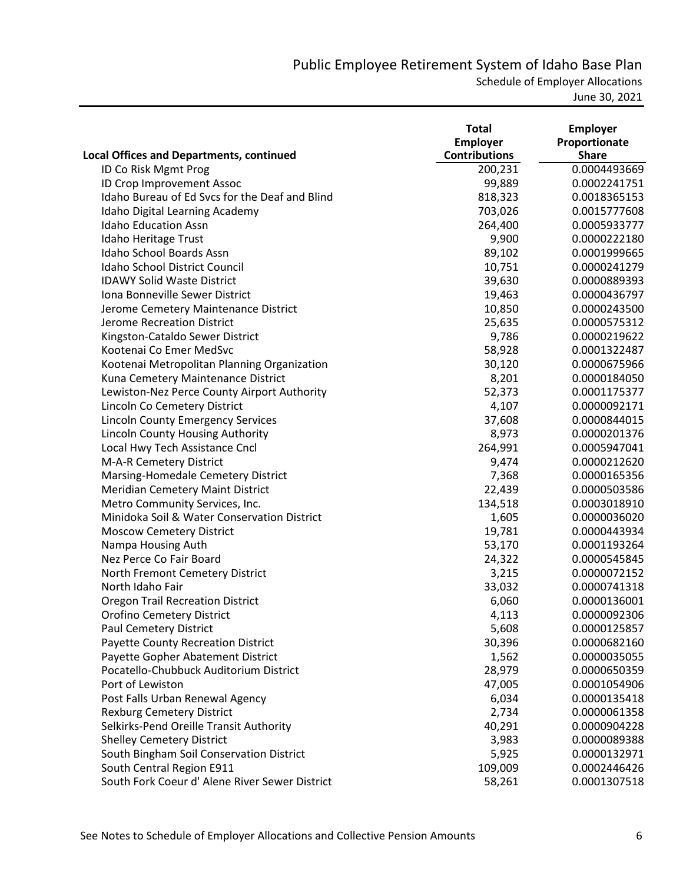# Public Employee Retirement System of Idaho Base Plan

Schedule of Employer Allocations

June 30, 2021

| Local Offices and Departments, continued | Total Employer Contributions | Employer Proportionate Share |
|---|---|---|
| ID Co Risk Mgmt Prog | 200,231 | 0.0004493669 |
| ID Crop Improvement Assoc | 99,889 | 0.0002241751 |
| Idaho Bureau of Ed Svcs for the Deaf and Blind | 818,323 | 0.0018365153 |
| Idaho Digital Learning Academy | 703,026 | 0.0015777608 |
| Idaho Education Assn | 264,400 | 0.0005933777 |
| Idaho Heritage Trust | 9,900 | 0.0000222180 |
| Idaho School Boards Assn | 89,102 | 0.0001999665 |
| Idaho School District Council | 10,751 | 0.0000241279 |
| IDAWY Solid Waste District | 39,630 | 0.0000889393 |
| Iona Bonneville Sewer District | 19,463 | 0.0000436797 |
| Jerome Cemetery Maintenance District | 10,850 | 0.0000243500 |
| Jerome Recreation District | 25,635 | 0.0000575312 |
| Kingston-Cataldo Sewer District | 9,786 | 0.0000219622 |
| Kootenai Co Emer MedSvc | 58,928 | 0.0001322487 |
| Kootenai Metropolitan Planning Organization | 30,120 | 0.0000675966 |
| Kuna Cemetery Maintenance District | 8,201 | 0.0000184050 |
| Lewiston-Nez Perce County Airport Authority | 52,373 | 0.0001175377 |
| Lincoln Co Cemetery District | 4,107 | 0.0000092171 |
| Lincoln County Emergency Services | 37,608 | 0.0000844015 |
| Lincoln County Housing Authority | 8,973 | 0.0000201376 |
| Local Hwy Tech Assistance Cncl | 264,991 | 0.0005947041 |
| M-A-R Cemetery District | 9,474 | 0.0000212620 |
| Marsing-Homedale Cemetery District | 7,368 | 0.0000165356 |
| Meridian Cemetery Maint District | 22,439 | 0.0000503586 |
| Metro Community Services, Inc. | 134,518 | 0.0003018910 |
| Minidoka Soil & Water Conservation District | 1,605 | 0.0000036020 |
| Moscow Cemetery District | 19,781 | 0.0000443934 |
| Nampa Housing Auth | 53,170 | 0.0001193264 |
| Nez Perce Co Fair Board | 24,322 | 0.0000545845 |
| North Fremont Cemetery District | 3,215 | 0.0000072152 |
| North Idaho Fair | 33,032 | 0.0000741318 |
| Oregon Trail Recreation District | 6,060 | 0.0000136001 |
| Orofino Cemetery District | 4,113 | 0.0000092306 |
| Paul Cemetery District | 5,608 | 0.0000125857 |
| Payette County Recreation District | 30,396 | 0.0000682160 |
| Payette Gopher Abatement District | 1,562 | 0.0000035055 |
| Pocatello-Chubbuck Auditorium District | 28,979 | 0.0000650359 |
| Port of Lewiston | 47,005 | 0.0001054906 |
| Post Falls Urban Renewal Agency | 6,034 | 0.0000135418 |
| Rexburg Cemetery District | 2,734 | 0.0000061358 |
| Selkirks-Pend Oreille Transit Authority | 40,291 | 0.0000904228 |
| Shelley Cemetery District | 3,983 | 0.0000089388 |
| South Bingham Soil Conservation District | 5,925 | 0.0000132971 |
| South Central Region E911 | 109,009 | 0.0002446426 |
| South Fork Coeur d' Alene River Sewer District | 58,261 | 0.0001307518 |

See Notes to Schedule of Employer Allocations and Collective Pension Amounts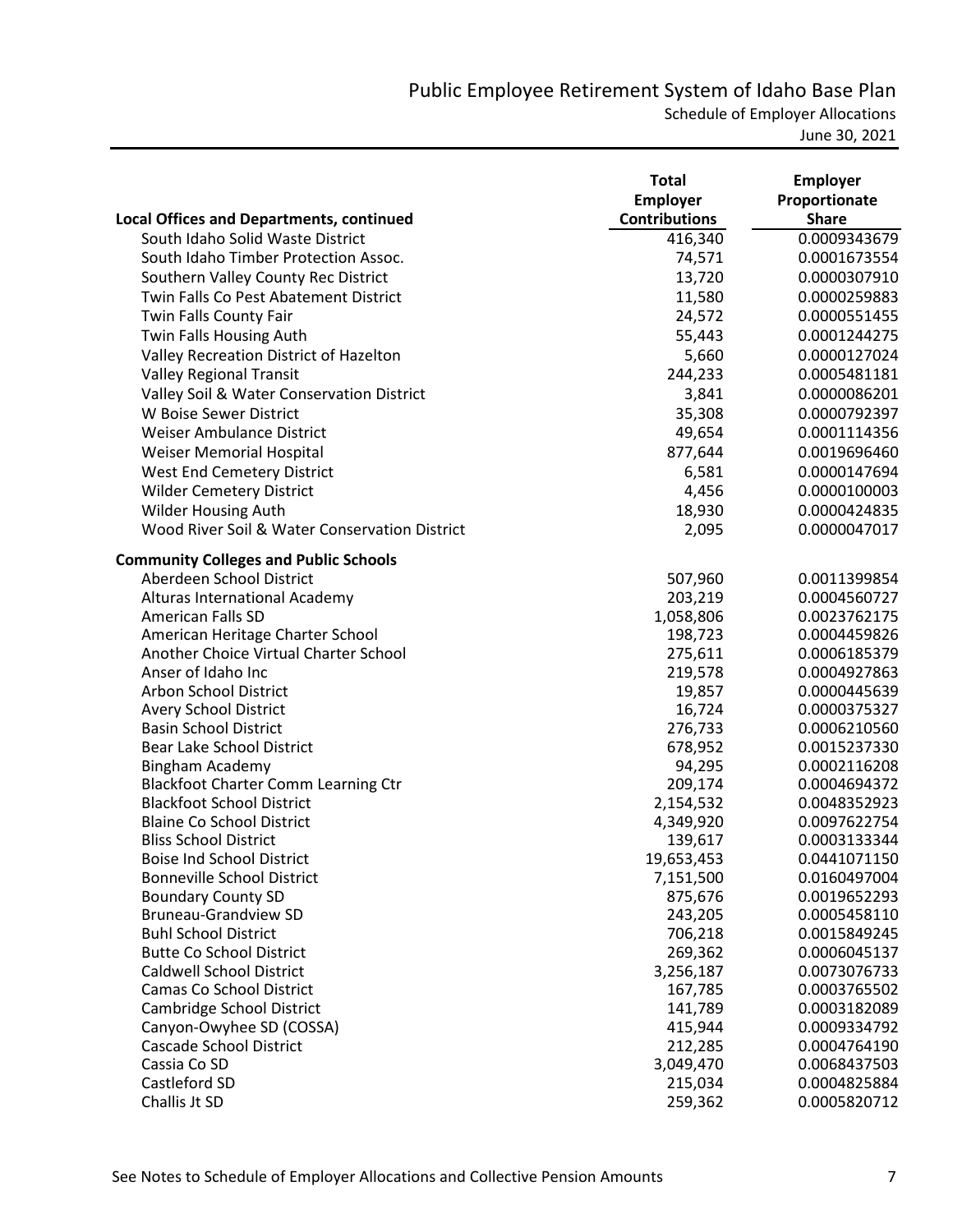# Public Employee Retirement System of Idaho Base Plan

Schedule of Employer Allocations

June 30, 2021

| Local Offices and Departments, continued | Total Employer Contributions | Employer Proportionate Share |
|---|---|---|
| South Idaho Solid Waste District | 416,340 | 0.0009343679 |
| South Idaho Timber Protection Assoc. | 74,571 | 0.0001673554 |
| Southern Valley County Rec District | 13,720 | 0.0000307910 |
| Twin Falls Co Pest Abatement District | 11,580 | 0.0000259883 |
| Twin Falls County Fair | 24,572 | 0.0000551455 |
| Twin Falls Housing Auth | 55,443 | 0.0001244275 |
| Valley Recreation District of Hazelton | 5,660 | 0.0000127024 |
| Valley Regional Transit | 244,233 | 0.0005481181 |
| Valley Soil & Water Conservation District | 3,841 | 0.0000086201 |
| W Boise Sewer District | 35,308 | 0.0000792397 |
| Weiser Ambulance District | 49,654 | 0.0001114356 |
| Weiser Memorial Hospital | 877,644 | 0.0019696460 |
| West End Cemetery District | 6,581 | 0.0000147694 |
| Wilder Cemetery District | 4,456 | 0.0000100003 |
| Wilder Housing Auth | 18,930 | 0.0000424835 |
| Wood River Soil & Water Conservation District | 2,095 | 0.0000047017 |
| **Community Colleges and Public Schools** | | |
| Aberdeen School District | 507,960 | 0.0011399854 |
| Alturas International Academy | 203,219 | 0.0004560727 |
| American Falls SD | 1,058,806 | 0.0023762175 |
| American Heritage Charter School | 198,723 | 0.0004459826 |
| Another Choice Virtual Charter School | 275,611 | 0.0006185379 |
| Anser of Idaho Inc | 219,578 | 0.0004927863 |
| Arbon School District | 19,857 | 0.0000445639 |
| Avery School District | 16,724 | 0.0000375327 |
| Basin School District | 276,733 | 0.0006210560 |
| Bear Lake School District | 678,952 | 0.0015237330 |
| Bingham Academy | 94,295 | 0.0002116208 |
| Blackfoot Charter Comm Learning Ctr | 209,174 | 0.0004694372 |
| Blackfoot School District | 2,154,532 | 0.0048352923 |
| Blaine Co School District | 4,349,920 | 0.0097622754 |
| Bliss School District | 139,617 | 0.0003133344 |
| Boise Ind School District | 19,653,453 | 0.0441071150 |
| Bonneville School District | 7,151,500 | 0.0160497004 |
| Boundary County SD | 875,676 | 0.0019652293 |
| Bruneau-Grandview SD | 243,205 | 0.0005458110 |
| Buhl School District | 706,218 | 0.0015849245 |
| Butte Co School District | 269,362 | 0.0006045137 |
| Caldwell School District | 3,256,187 | 0.0073076733 |
| Camas Co School District | 167,785 | 0.0003765502 |
| Cambridge School District | 141,789 | 0.0003182089 |
| Canyon-Owyhee SD (COSSA) | 415,944 | 0.0009334792 |
| Cascade School District | 212,285 | 0.0004764190 |
| Cassia Co SD | 3,049,470 | 0.0068437503 |
| Castleford SD | 215,034 | 0.0004825884 |
| Challis Jt SD | 259,362 | 0.0005820712 |

See Notes to Schedule of Employer Allocations and Collective Pension Amounts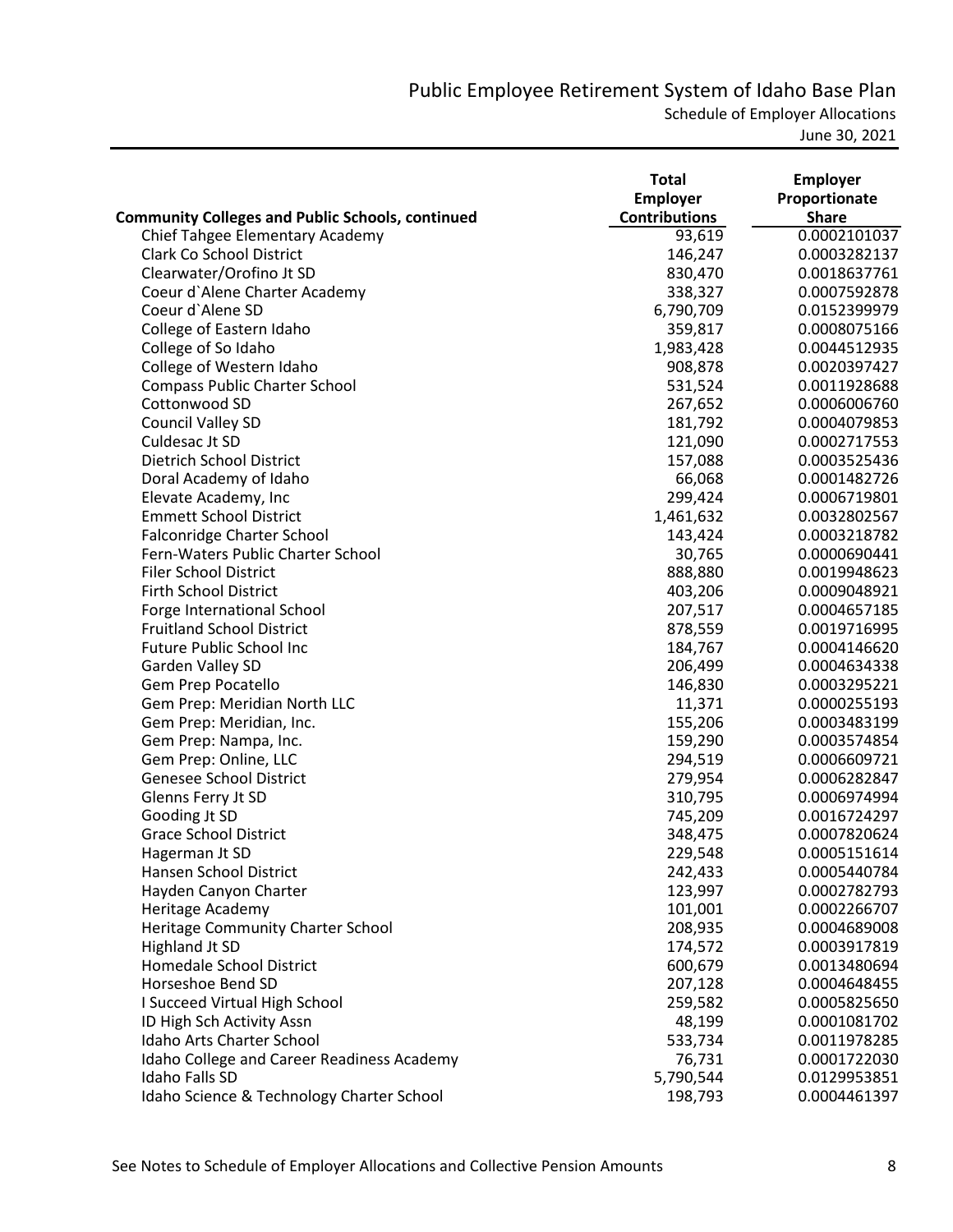# Public Employee Retirement System of Idaho Base Plan

Schedule of Employer Allocations

June 30, 2021

| Community Colleges and Public Schools, continued | Total Employer Contributions | Employer Proportionate Share |
|---|---|---|
| Chief Tahgee Elementary Academy | 93,619 | 0.0002101037 |
| Clark Co School District | 146,247 | 0.0003282137 |
| Clearwater/Orofino Jt SD | 830,470 | 0.0018637761 |
| Coeur d`Alene Charter Academy | 338,327 | 0.0007592878 |
| Coeur d`Alene SD | 6,790,709 | 0.0152399979 |
| College of Eastern Idaho | 359,817 | 0.0008075166 |
| College of So Idaho | 1,983,428 | 0.0044512935 |
| College of Western Idaho | 908,878 | 0.0020397427 |
| Compass Public Charter School | 531,524 | 0.0011928688 |
| Cottonwood SD | 267,652 | 0.0006006760 |
| Council Valley SD | 181,792 | 0.0004079853 |
| Culdesac Jt SD | 121,090 | 0.0002717553 |
| Dietrich School District | 157,088 | 0.0003525436 |
| Doral Academy of Idaho | 66,068 | 0.0001482726 |
| Elevate Academy, Inc | 299,424 | 0.0006719801 |
| Emmett School District | 1,461,632 | 0.0032802567 |
| Falconridge Charter School | 143,424 | 0.0003218782 |
| Fern-Waters Public Charter School | 30,765 | 0.0000690441 |
| Filer School District | 888,880 | 0.0019948623 |
| Firth School District | 403,206 | 0.0009048921 |
| Forge International School | 207,517 | 0.0004657185 |
| Fruitland School District | 878,559 | 0.0019716995 |
| Future Public School Inc | 184,767 | 0.0004146620 |
| Garden Valley SD | 206,499 | 0.0004634338 |
| Gem Prep Pocatello | 146,830 | 0.0003295221 |
| Gem Prep: Meridian North LLC | 11,371 | 0.0000255193 |
| Gem Prep: Meridian, Inc. | 155,206 | 0.0003483199 |
| Gem Prep: Nampa, Inc. | 159,290 | 0.0003574854 |
| Gem Prep: Online, LLC | 294,519 | 0.0006609721 |
| Genesee School District | 279,954 | 0.0006282847 |
| Glenns Ferry Jt SD | 310,795 | 0.0006974994 |
| Gooding Jt SD | 745,209 | 0.0016724297 |
| Grace School District | 348,475 | 0.0007820624 |
| Hagerman Jt SD | 229,548 | 0.0005151614 |
| Hansen School District | 242,433 | 0.0005440784 |
| Hayden Canyon Charter | 123,997 | 0.0002782793 |
| Heritage Academy | 101,001 | 0.0002266707 |
| Heritage Community Charter School | 208,935 | 0.0004689008 |
| Highland Jt SD | 174,572 | 0.0003917819 |
| Homedale School District | 600,679 | 0.0013480694 |
| Horseshoe Bend SD | 207,128 | 0.0004648455 |
| I Succeed Virtual High School | 259,582 | 0.0005825650 |
| ID High Sch Activity Assn | 48,199 | 0.0001081702 |
| Idaho Arts Charter School | 533,734 | 0.0011978285 |
| Idaho College and Career Readiness Academy | 76,731 | 0.0001722030 |
| Idaho Falls SD | 5,790,544 | 0.0129953851 |
| Idaho Science & Technology Charter School | 198,793 | 0.0004461397 |

See Notes to Schedule of Employer Allocations and Collective Pension Amounts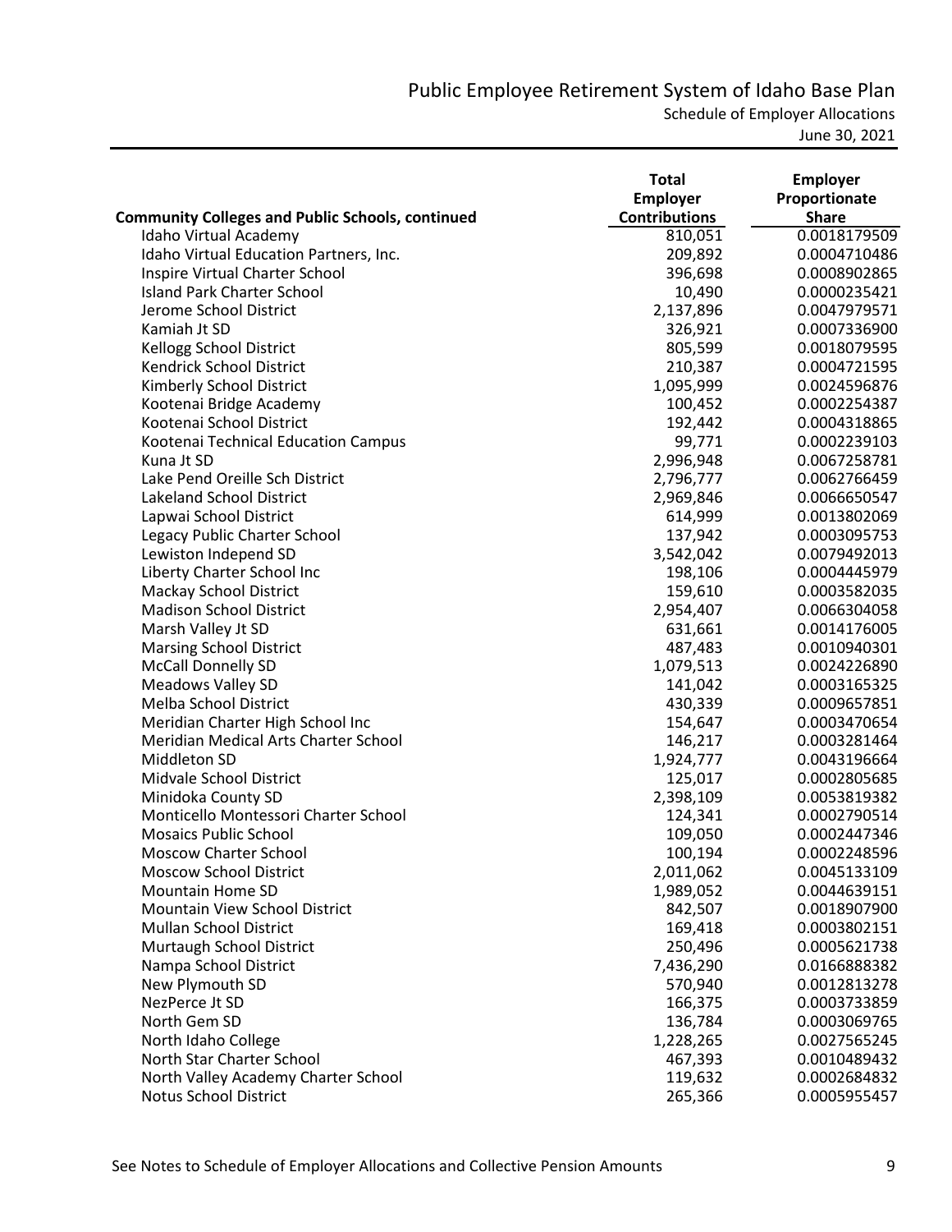# Public Employee Retirement System of Idaho Base Plan

Schedule of Employer Allocations

June 30, 2021

| Community Colleges and Public Schools, continued | Total Employer Contributions | Employer Proportionate Share |
|---|---|---|
| Idaho Virtual Academy | 810,051 | 0.0018179509 |
| Idaho Virtual Education Partners, Inc. | 209,892 | 0.0004710486 |
| Inspire Virtual Charter School | 396,698 | 0.0008902865 |
| Island Park Charter School | 10,490 | 0.0000235421 |
| Jerome School District | 2,137,896 | 0.0047979571 |
| Kamiah Jt SD | 326,921 | 0.0007336900 |
| Kellogg School District | 805,599 | 0.0018079595 |
| Kendrick School District | 210,387 | 0.0004721595 |
| Kimberly School District | 1,095,999 | 0.0024596876 |
| Kootenai Bridge Academy | 100,452 | 0.0002254387 |
| Kootenai School District | 192,442 | 0.0004318865 |
| Kootenai Technical Education Campus | 99,771 | 0.0002239103 |
| Kuna Jt SD | 2,996,948 | 0.0067258781 |
| Lake Pend Oreille Sch District | 2,796,777 | 0.0062766459 |
| Lakeland School District | 2,969,846 | 0.0066650547 |
| Lapwai School District | 614,999 | 0.0013802069 |
| Legacy Public Charter School | 137,942 | 0.0003095753 |
| Lewiston Independ SD | 3,542,042 | 0.0079492013 |
| Liberty Charter School Inc | 198,106 | 0.0004445979 |
| Mackay School District | 159,610 | 0.0003582035 |
| Madison School District | 2,954,407 | 0.0066304058 |
| Marsh Valley Jt SD | 631,661 | 0.0014176005 |
| Marsing School District | 487,483 | 0.0010940301 |
| McCall Donnelly SD | 1,079,513 | 0.0024226890 |
| Meadows Valley SD | 141,042 | 0.0003165325 |
| Melba School District | 430,339 | 0.0009657851 |
| Meridian Charter High School Inc | 154,647 | 0.0003470654 |
| Meridian Medical Arts Charter School | 146,217 | 0.0003281464 |
| Middleton SD | 1,924,777 | 0.0043196664 |
| Midvale School District | 125,017 | 0.0002805685 |
| Minidoka County SD | 2,398,109 | 0.0053819382 |
| Monticello Montessori Charter School | 124,341 | 0.0002790514 |
| Mosaics Public School | 109,050 | 0.0002447346 |
| Moscow Charter School | 100,194 | 0.0002248596 |
| Moscow School District | 2,011,062 | 0.0045133109 |
| Mountain Home SD | 1,989,052 | 0.0044639151 |
| Mountain View School District | 842,507 | 0.0018907900 |
| Mullan School District | 169,418 | 0.0003802151 |
| Murtaugh School District | 250,496 | 0.0005621738 |
| Nampa School District | 7,436,290 | 0.0166888382 |
| New Plymouth SD | 570,940 | 0.0012813278 |
| NezPerce Jt SD | 166,375 | 0.0003733859 |
| North Gem SD | 136,784 | 0.0003069765 |
| North Idaho College | 1,228,265 | 0.0027565245 |
| North Star Charter School | 467,393 | 0.0010489432 |
| North Valley Academy Charter School | 119,632 | 0.0002684832 |
| Notus School District | 265,366 | 0.0005955457 |

See Notes to Schedule of Employer Allocations and Collective Pension Amounts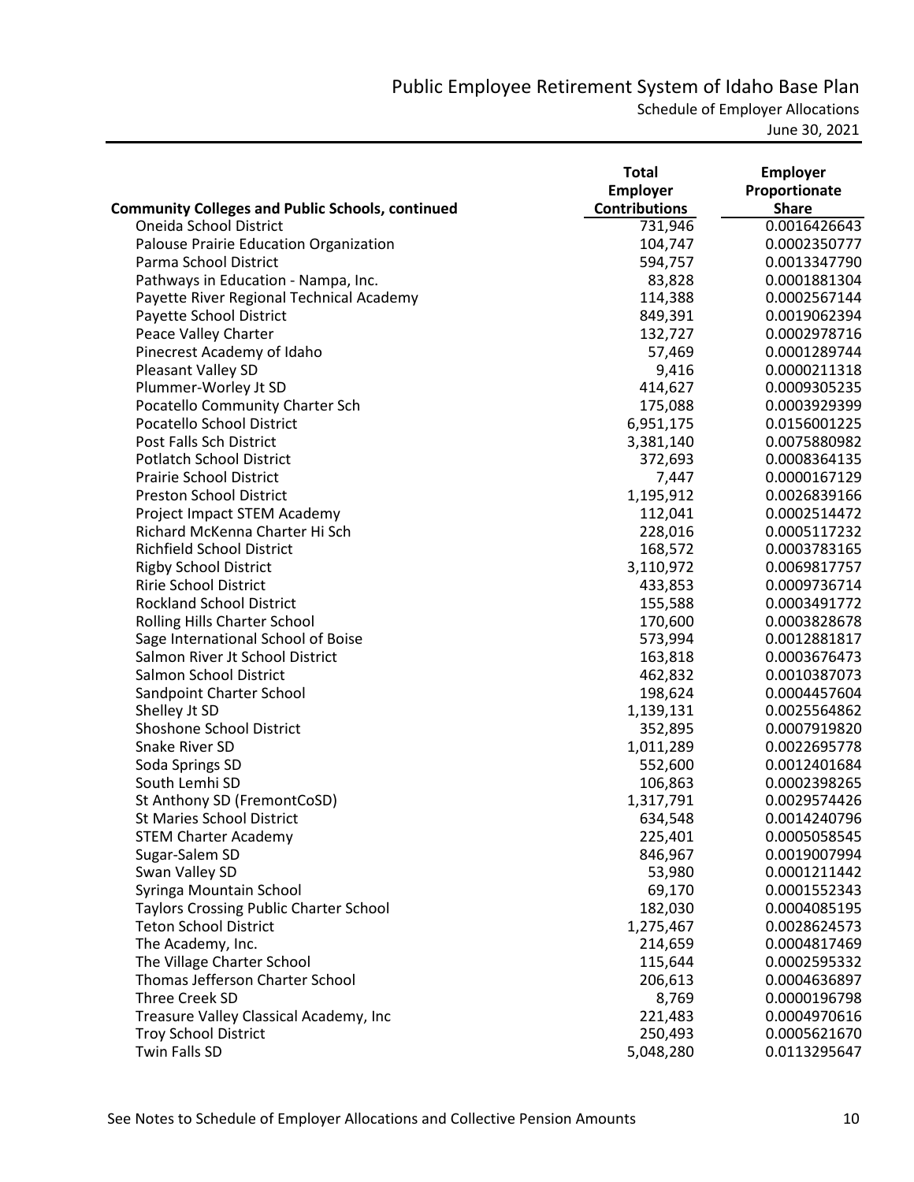# Public Employee Retirement System of Idaho Base Plan

Schedule of Employer Allocations

June 30, 2021

| Community Colleges and Public Schools, continued | Total Employer Contributions | Employer Proportionate Share |
|---|---|---|
| Oneida School District | 731,946 | 0.0016426643 |
| Palouse Prairie Education Organization | 104,747 | 0.0002350777 |
| Parma School District | 594,757 | 0.0013347790 |
| Pathways in Education - Nampa, Inc. | 83,828 | 0.0001881304 |
| Payette River Regional Technical Academy | 114,388 | 0.0002567144 |
| Payette School District | 849,391 | 0.0019062394 |
| Peace Valley Charter | 132,727 | 0.0002978716 |
| Pinecrest Academy of Idaho | 57,469 | 0.0001289744 |
| Pleasant Valley SD | 9,416 | 0.0000211318 |
| Plummer-Worley Jt SD | 414,627 | 0.0009305235 |
| Pocatello Community Charter Sch | 175,088 | 0.0003929399 |
| Pocatello School District | 6,951,175 | 0.0156001225 |
| Post Falls Sch District | 3,381,140 | 0.0075880982 |
| Potlatch School District | 372,693 | 0.0008364135 |
| Prairie School District | 7,447 | 0.0000167129 |
| Preston School District | 1,195,912 | 0.0026839166 |
| Project Impact STEM Academy | 112,041 | 0.0002514472 |
| Richard McKenna Charter Hi Sch | 228,016 | 0.0005117232 |
| Richfield School District | 168,572 | 0.0003783165 |
| Rigby School District | 3,110,972 | 0.0069817757 |
| Ririe School District | 433,853 | 0.0009736714 |
| Rockland School District | 155,588 | 0.0003491772 |
| Rolling Hills Charter School | 170,600 | 0.0003828678 |
| Sage International School of Boise | 573,994 | 0.0012881817 |
| Salmon River Jt School District | 163,818 | 0.0003676473 |
| Salmon School District | 462,832 | 0.0010387073 |
| Sandpoint Charter School | 198,624 | 0.0004457604 |
| Shelley Jt SD | 1,139,131 | 0.0025564862 |
| Shoshone School District | 352,895 | 0.0007919820 |
| Snake River SD | 1,011,289 | 0.0022695778 |
| Soda Springs SD | 552,600 | 0.0012401684 |
| South Lemhi SD | 106,863 | 0.0002398265 |
| St Anthony SD (FremontCoSD) | 1,317,791 | 0.0029574426 |
| St Maries School District | 634,548 | 0.0014240796 |
| STEM Charter Academy | 225,401 | 0.0005058545 |
| Sugar-Salem SD | 846,967 | 0.0019007994 |
| Swan Valley SD | 53,980 | 0.0001211442 |
| Syringa Mountain School | 69,170 | 0.0001552343 |
| Taylors Crossing Public Charter School | 182,030 | 0.0004085195 |
| Teton School District | 1,275,467 | 0.0028624573 |
| The Academy, Inc. | 214,659 | 0.0004817469 |
| The Village Charter School | 115,644 | 0.0002595332 |
| Thomas Jefferson Charter School | 206,613 | 0.0004636897 |
| Three Creek SD | 8,769 | 0.0000196798 |
| Treasure Valley Classical Academy, Inc | 221,483 | 0.0004970616 |
| Troy School District | 250,493 | 0.0005621670 |
| Twin Falls SD | 5,048,280 | 0.0113295647 |

See Notes to Schedule of Employer Allocations and Collective Pension Amounts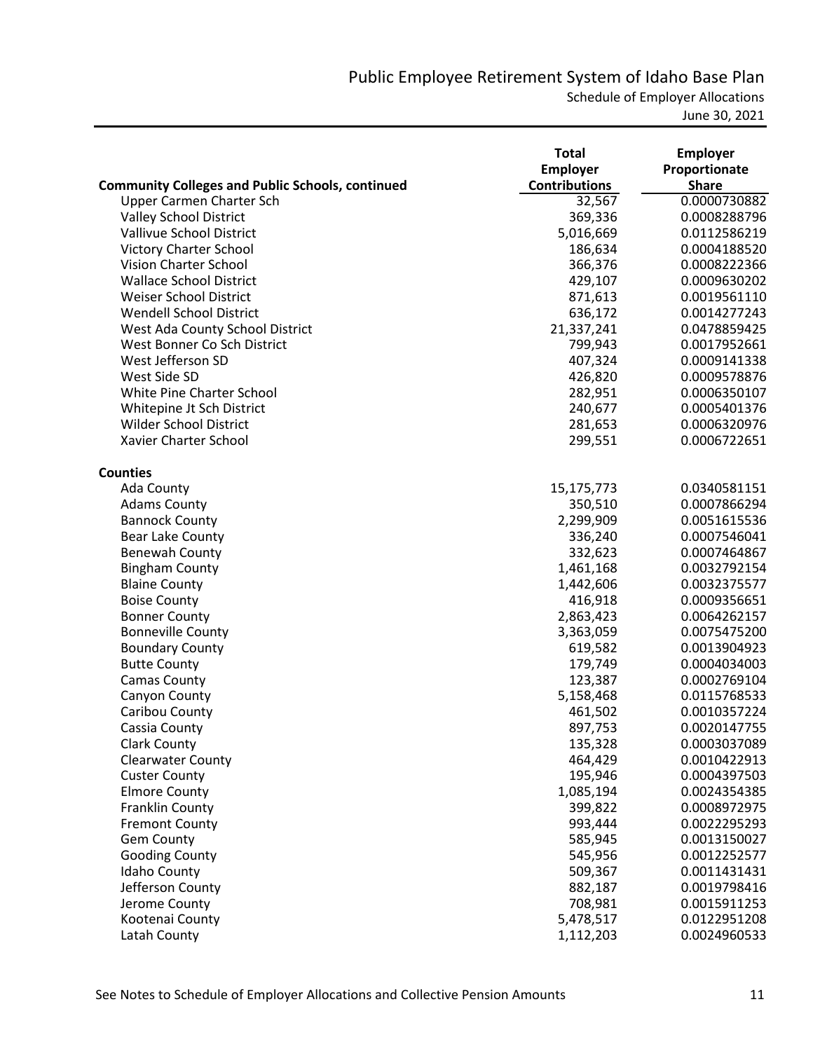# Public Employee Retirement System of Idaho Base Plan

Schedule of Employer Allocations

June 30, 2021

| Community Colleges and Public Schools, continued | Total Employer Contributions | Employer Proportionate Share |
|---|---|---|
| Upper Carmen Charter Sch | 32,567 | 0.0000730882 |
| Valley School District | 369,336 | 0.0008288796 |
| Vallivue School District | 5,016,669 | 0.0112586219 |
| Victory Charter School | 186,634 | 0.0004188520 |
| Vision Charter School | 366,376 | 0.0008222366 |
| Wallace School District | 429,107 | 0.0009630202 |
| Weiser School District | 871,613 | 0.0019561110 |
| Wendell School District | 636,172 | 0.0014277243 |
| West Ada County School District | 21,337,241 | 0.0478859425 |
| West Bonner Co Sch District | 799,943 | 0.0017952661 |
| West Jefferson SD | 407,324 | 0.0009141338 |
| West Side SD | 426,820 | 0.0009578876 |
| White Pine Charter School | 282,951 | 0.0006350107 |
| Whitepine Jt Sch District | 240,677 | 0.0005401376 |
| Wilder School District | 281,653 | 0.0006320976 |
| Xavier Charter School | 299,551 | 0.0006722651 |
| **Counties** | | |
| Ada County | 15,175,773 | 0.0340581151 |
| Adams County | 350,510 | 0.0007866294 |
| Bannock County | 2,299,909 | 0.0051615536 |
| Bear Lake County | 336,240 | 0.0007546041 |
| Benewah County | 332,623 | 0.0007464867 |
| Bingham County | 1,461,168 | 0.0032792154 |
| Blaine County | 1,442,606 | 0.0032375577 |
| Boise County | 416,918 | 0.0009356651 |
| Bonner County | 2,863,423 | 0.0064262157 |
| Bonneville County | 3,363,059 | 0.0075475200 |
| Boundary County | 619,582 | 0.0013904923 |
| Butte County | 179,749 | 0.0004034003 |
| Camas County | 123,387 | 0.0002769104 |
| Canyon County | 5,158,468 | 0.0115768533 |
| Caribou County | 461,502 | 0.0010357224 |
| Cassia County | 897,753 | 0.0020147755 |
| Clark County | 135,328 | 0.0003037089 |
| Clearwater County | 464,429 | 0.0010422913 |
| Custer County | 195,946 | 0.0004397503 |
| Elmore County | 1,085,194 | 0.0024354385 |
| Franklin County | 399,822 | 0.0008972975 |
| Fremont County | 993,444 | 0.0022295293 |
| Gem County | 585,945 | 0.0013150027 |
| Gooding County | 545,956 | 0.0012252577 |
| Idaho County | 509,367 | 0.0011431431 |
| Jefferson County | 882,187 | 0.0019798416 |
| Jerome County | 708,981 | 0.0015911253 |
| Kootenai County | 5,478,517 | 0.0122951208 |
| Latah County | 1,112,203 | 0.0024960533 |

See Notes to Schedule of Employer Allocations and Collective Pension Amounts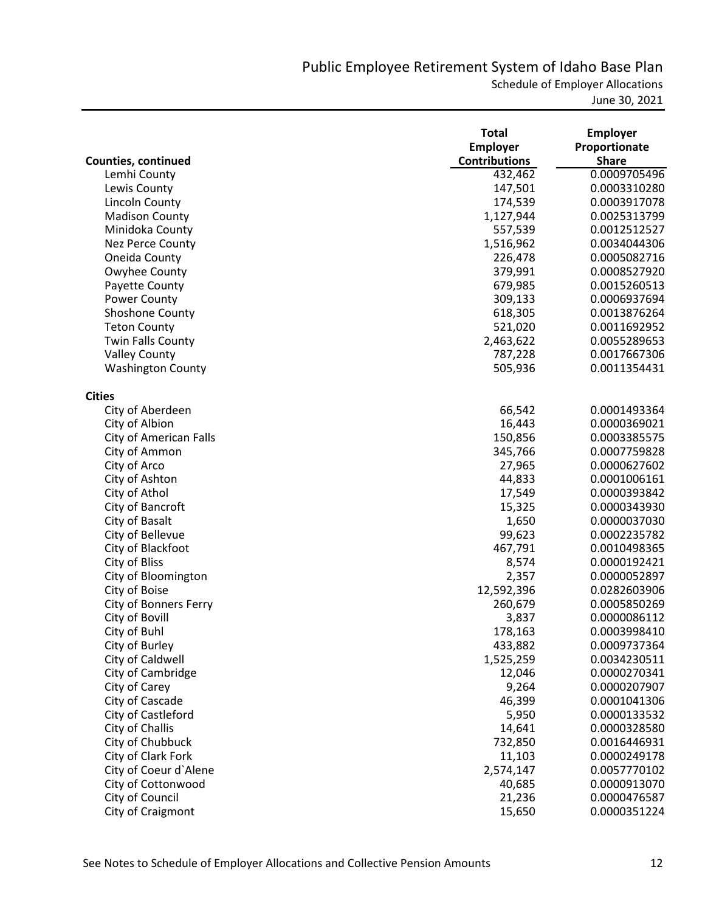# Public Employee Retirement System of Idaho Base Plan

Schedule of Employer Allocations

June 30, 2021

| Counties, continued | Total Employer Contributions | Employer Proportionate Share |
|---|---|---|
| Lemhi County | 432,462 | 0.0009705496 |
| Lewis County | 147,501 | 0.0003310280 |
| Lincoln County | 174,539 | 0.0003917078 |
| Madison County | 1,127,944 | 0.0025313799 |
| Minidoka County | 557,539 | 0.0012512527 |
| Nez Perce County | 1,516,962 | 0.0034044306 |
| Oneida County | 226,478 | 0.0005082716 |
| Owyhee County | 379,991 | 0.0008527920 |
| Payette County | 679,985 | 0.0015260513 |
| Power County | 309,133 | 0.0006937694 |
| Shoshone County | 618,305 | 0.0013876264 |
| Teton County | 521,020 | 0.0011692952 |
| Twin Falls County | 2,463,622 | 0.0055289653 |
| Valley County | 787,228 | 0.0017667306 |
| Washington County | 505,936 | 0.0011354431 |
| **Cities** | | |
| City of Aberdeen | 66,542 | 0.0001493364 |
| City of Albion | 16,443 | 0.0000369021 |
| City of American Falls | 150,856 | 0.0003385575 |
| City of Ammon | 345,766 | 0.0007759828 |
| City of Arco | 27,965 | 0.0000627602 |
| City of Ashton | 44,833 | 0.0001006161 |
| City of Athol | 17,549 | 0.0000393842 |
| City of Bancroft | 15,325 | 0.0000343930 |
| City of Basalt | 1,650 | 0.0000037030 |
| City of Bellevue | 99,623 | 0.0002235782 |
| City of Blackfoot | 467,791 | 0.0010498365 |
| City of Bliss | 8,574 | 0.0000192421 |
| City of Bloomington | 2,357 | 0.0000052897 |
| City of Boise | 12,592,396 | 0.0282603906 |
| City of Bonners Ferry | 260,679 | 0.0005850269 |
| City of Bovill | 3,837 | 0.0000086112 |
| City of Buhl | 178,163 | 0.0003998410 |
| City of Burley | 433,882 | 0.0009737364 |
| City of Caldwell | 1,525,259 | 0.0034230511 |
| City of Cambridge | 12,046 | 0.0000270341 |
| City of Carey | 9,264 | 0.0000207907 |
| City of Cascade | 46,399 | 0.0001041306 |
| City of Castleford | 5,950 | 0.0000133532 |
| City of Challis | 14,641 | 0.0000328580 |
| City of Chubbuck | 732,850 | 0.0016446931 |
| City of Clark Fork | 11,103 | 0.0000249178 |
| City of Coeur d`Alene | 2,574,147 | 0.0057770102 |
| City of Cottonwood | 40,685 | 0.0000913070 |
| City of Council | 21,236 | 0.0000476587 |
| City of Craigmont | 15,650 | 0.0000351224 |

See Notes to Schedule of Employer Allocations and Collective Pension Amounts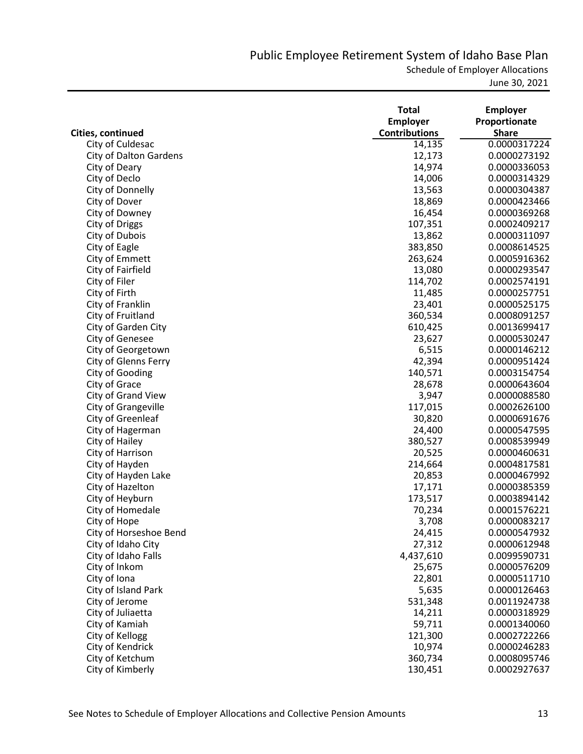# Public Employee Retirement System of Idaho Base Plan

Schedule of Employer Allocations

June 30, 2021

| Cities, continued | Total Employer Contributions | Employer Proportionate Share |
|---|---|---|
| City of Culdesac | 14,135 | 0.0000317224 |
| City of Dalton Gardens | 12,173 | 0.0000273192 |
| City of Deary | 14,974 | 0.0000336053 |
| City of Declo | 14,006 | 0.0000314329 |
| City of Donnelly | 13,563 | 0.0000304387 |
| City of Dover | 18,869 | 0.0000423466 |
| City of Downey | 16,454 | 0.0000369268 |
| City of Driggs | 107,351 | 0.0002409217 |
| City of Dubois | 13,862 | 0.0000311097 |
| City of Eagle | 383,850 | 0.0008614525 |
| City of Emmett | 263,624 | 0.0005916362 |
| City of Fairfield | 13,080 | 0.0000293547 |
| City of Filer | 114,702 | 0.0002574191 |
| City of Firth | 11,485 | 0.0000257751 |
| City of Franklin | 23,401 | 0.0000525175 |
| City of Fruitland | 360,534 | 0.0008091257 |
| City of Garden City | 610,425 | 0.0013699417 |
| City of Genesee | 23,627 | 0.0000530247 |
| City of Georgetown | 6,515 | 0.0000146212 |
| City of Glenns Ferry | 42,394 | 0.0000951424 |
| City of Gooding | 140,571 | 0.0003154754 |
| City of Grace | 28,678 | 0.0000643604 |
| City of Grand View | 3,947 | 0.0000088580 |
| City of Grangeville | 117,015 | 0.0002626100 |
| City of Greenleaf | 30,820 | 0.0000691676 |
| City of Hagerman | 24,400 | 0.0000547595 |
| City of Hailey | 380,527 | 0.0008539949 |
| City of Harrison | 20,525 | 0.0000460631 |
| City of Hayden | 214,664 | 0.0004817581 |
| City of Hayden Lake | 20,853 | 0.0000467992 |
| City of Hazelton | 17,171 | 0.0000385359 |
| City of Heyburn | 173,517 | 0.0003894142 |
| City of Homedale | 70,234 | 0.0001576221 |
| City of Hope | 3,708 | 0.0000083217 |
| City of Horseshoe Bend | 24,415 | 0.0000547932 |
| City of Idaho City | 27,312 | 0.0000612948 |
| City of Idaho Falls | 4,437,610 | 0.0099590731 |
| City of Inkom | 25,675 | 0.0000576209 |
| City of Iona | 22,801 | 0.0000511710 |
| City of Island Park | 5,635 | 0.0000126463 |
| City of Jerome | 531,348 | 0.0011924738 |
| City of Juliaetta | 14,211 | 0.0000318929 |
| City of Kamiah | 59,711 | 0.0001340060 |
| City of Kellogg | 121,300 | 0.0002722266 |
| City of Kendrick | 10,974 | 0.0000246283 |
| City of Ketchum | 360,734 | 0.0008095746 |
| City of Kimberly | 130,451 | 0.0002927637 |

See Notes to Schedule of Employer Allocations and Collective Pension Amounts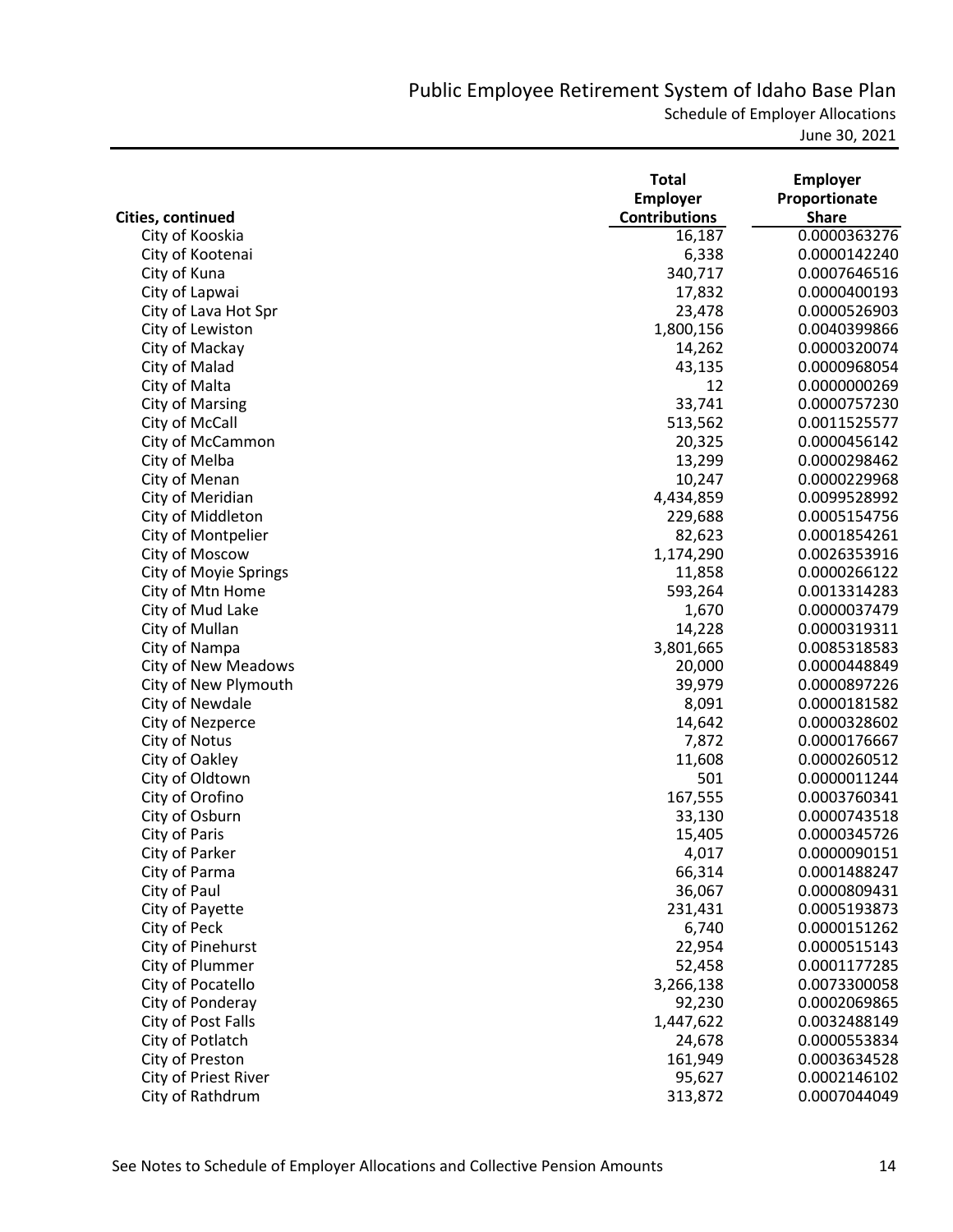# Public Employee Retirement System of Idaho Base Plan

## Schedule of Employer Allocations

June 30, 2021

| Cities, continued | Total Employer Contributions | Employer Proportionate Share |
|---|---|---|
| City of Kooskia | 16,187 | 0.0000363276 |
| City of Kootenai | 6,338 | 0.0000142240 |
| City of Kuna | 340,717 | 0.0007646516 |
| City of Lapwai | 17,832 | 0.0000400193 |
| City of Lava Hot Spr | 23,478 | 0.0000526903 |
| City of Lewiston | 1,800,156 | 0.0040399866 |
| City of Mackay | 14,262 | 0.0000320074 |
| City of Malad | 43,135 | 0.0000968054 |
| City of Malta | 12 | 0.0000000269 |
| City of Marsing | 33,741 | 0.0000757230 |
| City of McCall | 513,562 | 0.0011525577 |
| City of McCammon | 20,325 | 0.0000456142 |
| City of Melba | 13,299 | 0.0000298462 |
| City of Menan | 10,247 | 0.0000229968 |
| City of Meridian | 4,434,859 | 0.0099528992 |
| City of Middleton | 229,688 | 0.0005154756 |
| City of Montpelier | 82,623 | 0.0001854261 |
| City of Moscow | 1,174,290 | 0.0026353916 |
| City of Moyie Springs | 11,858 | 0.0000266122 |
| City of Mtn Home | 593,264 | 0.0013314283 |
| City of Mud Lake | 1,670 | 0.0000037479 |
| City of Mullan | 14,228 | 0.0000319311 |
| City of Nampa | 3,801,665 | 0.0085318583 |
| City of New Meadows | 20,000 | 0.0000448849 |
| City of New Plymouth | 39,979 | 0.0000897226 |
| City of Newdale | 8,091 | 0.0000181582 |
| City of Nezperce | 14,642 | 0.0000328602 |
| City of Notus | 7,872 | 0.0000176667 |
| City of Oakley | 11,608 | 0.0000260512 |
| City of Oldtown | 501 | 0.0000011244 |
| City of Orofino | 167,555 | 0.0003760341 |
| City of Osburn | 33,130 | 0.0000743518 |
| City of Paris | 15,405 | 0.0000345726 |
| City of Parker | 4,017 | 0.0000090151 |
| City of Parma | 66,314 | 0.0001488247 |
| City of Paul | 36,067 | 0.0000809431 |
| City of Payette | 231,431 | 0.0005193873 |
| City of Peck | 6,740 | 0.0000151262 |
| City of Pinehurst | 22,954 | 0.0000515143 |
| City of Plummer | 52,458 | 0.0001177285 |
| City of Pocatello | 3,266,138 | 0.0073300058 |
| City of Ponderay | 92,230 | 0.0002069865 |
| City of Post Falls | 1,447,622 | 0.0032488149 |
| City of Potlatch | 24,678 | 0.0000553834 |
| City of Preston | 161,949 | 0.0003634528 |
| City of Priest River | 95,627 | 0.0002146102 |
| City of Rathdrum | 313,872 | 0.0007044049 |

See Notes to Schedule of Employer Allocations and Collective Pension Amounts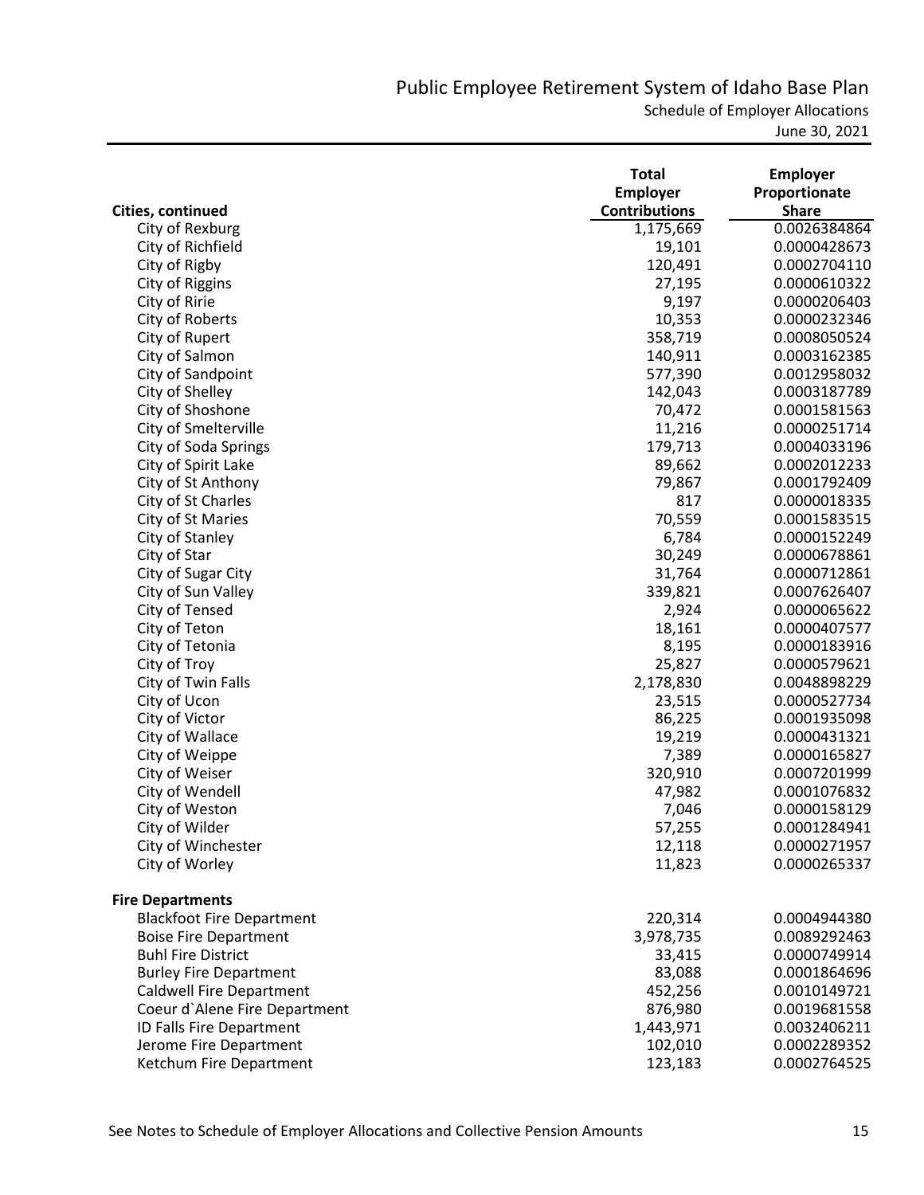# Public Employee Retirement System of Idaho Base Plan

Schedule of Employer Allocations

June 30, 2021

| Cities, continued | Total Employer Contributions | Employer Proportionate Share |
|---|---|---|
| City of Rexburg | 1,175,669 | 0.0026384864 |
| City of Richfield | 19,101 | 0.0000428673 |
| City of Rigby | 120,491 | 0.0002704110 |
| City of Riggins | 27,195 | 0.0000610322 |
| City of Ririe | 9,197 | 0.0000206403 |
| City of Roberts | 10,353 | 0.0000232346 |
| City of Rupert | 358,719 | 0.0008050524 |
| City of Salmon | 140,911 | 0.0003162385 |
| City of Sandpoint | 577,390 | 0.0012958032 |
| City of Shelley | 142,043 | 0.0003187789 |
| City of Shoshone | 70,472 | 0.0001581563 |
| City of Smelterville | 11,216 | 0.0000251714 |
| City of Soda Springs | 179,713 | 0.0004033196 |
| City of Spirit Lake | 89,662 | 0.0002012233 |
| City of St Anthony | 79,867 | 0.0001792409 |
| City of St Charles | 817 | 0.0000018335 |
| City of St Maries | 70,559 | 0.0001583515 |
| City of Stanley | 6,784 | 0.0000152249 |
| City of Star | 30,249 | 0.0000678861 |
| City of Sugar City | 31,764 | 0.0000712861 |
| City of Sun Valley | 339,821 | 0.0007626407 |
| City of Tensed | 2,924 | 0.0000065622 |
| City of Teton | 18,161 | 0.0000407577 |
| City of Tetonia | 8,195 | 0.0000183916 |
| City of Troy | 25,827 | 0.0000579621 |
| City of Twin Falls | 2,178,830 | 0.0048898229 |
| City of Ucon | 23,515 | 0.0000527734 |
| City of Victor | 86,225 | 0.0001935098 |
| City of Wallace | 19,219 | 0.0000431321 |
| City of Weippe | 7,389 | 0.0000165827 |
| City of Weiser | 320,910 | 0.0007201999 |
| City of Wendell | 47,982 | 0.0001076832 |
| City of Weston | 7,046 | 0.0000158129 |
| City of Wilder | 57,255 | 0.0001284941 |
| City of Winchester | 12,118 | 0.0000271957 |
| City of Worley | 11,823 | 0.0000265337 |
| **Fire Departments** | | |
| Blackfoot Fire Department | 220,314 | 0.0004944380 |
| Boise Fire Department | 3,978,735 | 0.0089292463 |
| Buhl Fire District | 33,415 | 0.0000749914 |
| Burley Fire Department | 83,088 | 0.0001864696 |
| Caldwell Fire Department | 452,256 | 0.0010149721 |
| Coeur d`Alene Fire Department | 876,980 | 0.0019681558 |
| ID Falls Fire Department | 1,443,971 | 0.0032406211 |
| Jerome Fire Department | 102,010 | 0.0002289352 |
| Ketchum Fire Department | 123,183 | 0.0002764525 |

See Notes to Schedule of Employer Allocations and Collective Pension Amounts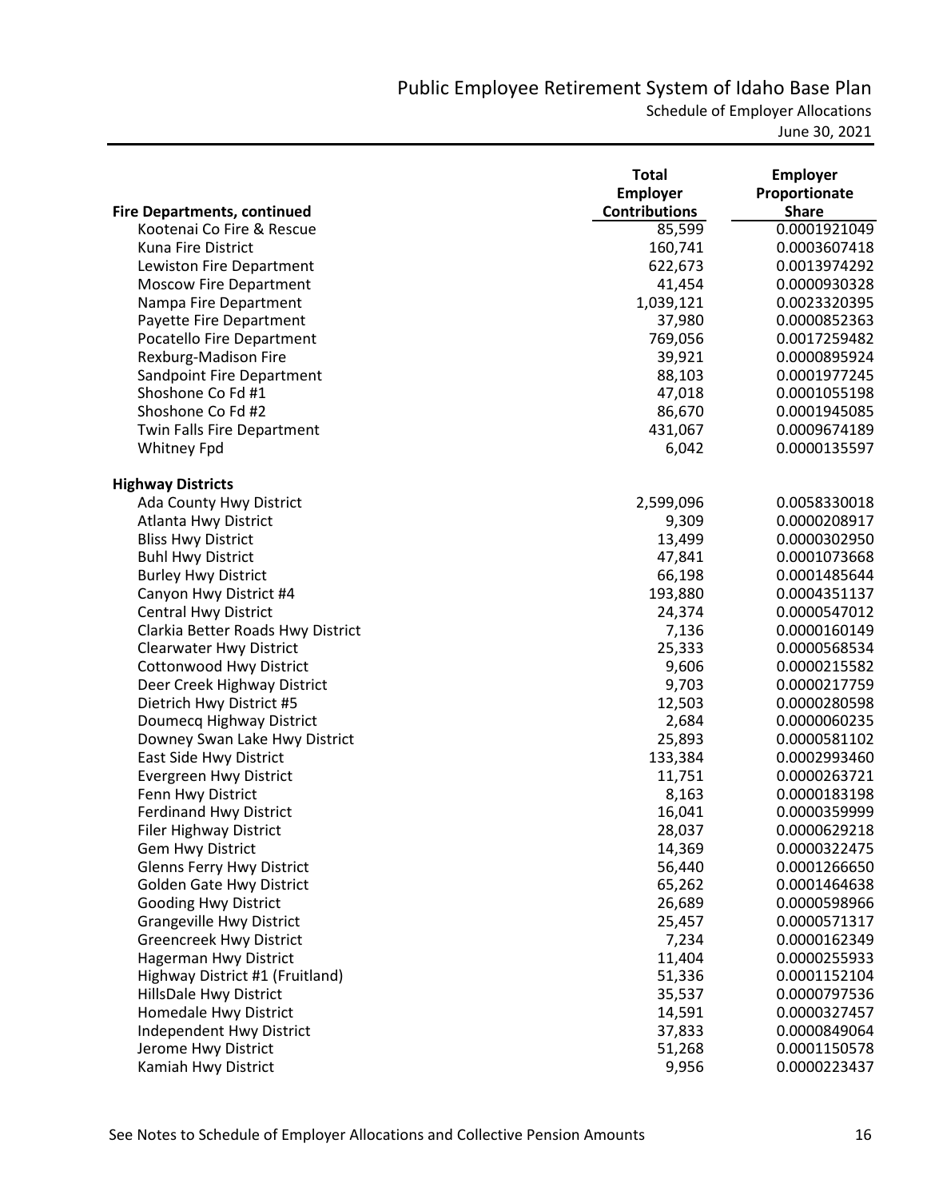# Public Employee Retirement System of Idaho Base Plan

Schedule of Employer Allocations

June 30, 2021

| Fire Departments, continued | Total Employer Contributions | Employer Proportionate Share |
|---|---|---|
| Kootenai Co Fire & Rescue | 85,599 | 0.0001921049 |
| Kuna Fire District | 160,741 | 0.0003607418 |
| Lewiston Fire Department | 622,673 | 0.0013974292 |
| Moscow Fire Department | 41,454 | 0.0000930328 |
| Nampa Fire Department | 1,039,121 | 0.0023320395 |
| Payette Fire Department | 37,980 | 0.0000852363 |
| Pocatello Fire Department | 769,056 | 0.0017259482 |
| Rexburg-Madison Fire | 39,921 | 0.0000895924 |
| Sandpoint Fire Department | 88,103 | 0.0001977245 |
| Shoshone Co Fd #1 | 47,018 | 0.0001055198 |
| Shoshone Co Fd #2 | 86,670 | 0.0001945085 |
| Twin Falls Fire Department | 431,067 | 0.0009674189 |
| Whitney Fpd | 6,042 | 0.0000135597 |
| **Highway Districts** | | |
| Ada County Hwy District | 2,599,096 | 0.0058330018 |
| Atlanta Hwy District | 9,309 | 0.0000208917 |
| Bliss Hwy District | 13,499 | 0.0000302950 |
| Buhl Hwy District | 47,841 | 0.0001073668 |
| Burley Hwy District | 66,198 | 0.0001485644 |
| Canyon Hwy District #4 | 193,880 | 0.0004351137 |
| Central Hwy District | 24,374 | 0.0000547012 |
| Clarkia Better Roads Hwy District | 7,136 | 0.0000160149 |
| Clearwater Hwy District | 25,333 | 0.0000568534 |
| Cottonwood Hwy District | 9,606 | 0.0000215582 |
| Deer Creek Highway District | 9,703 | 0.0000217759 |
| Dietrich Hwy District #5 | 12,503 | 0.0000280598 |
| Doumecq Highway District | 2,684 | 0.0000060235 |
| Downey Swan Lake Hwy District | 25,893 | 0.0000581102 |
| East Side Hwy District | 133,384 | 0.0002993460 |
| Evergreen Hwy District | 11,751 | 0.0000263721 |
| Fenn Hwy District | 8,163 | 0.0000183198 |
| Ferdinand Hwy District | 16,041 | 0.0000359999 |
| Filer Highway District | 28,037 | 0.0000629218 |
| Gem Hwy District | 14,369 | 0.0000322475 |
| Glenns Ferry Hwy District | 56,440 | 0.0001266650 |
| Golden Gate Hwy District | 65,262 | 0.0001464638 |
| Gooding Hwy District | 26,689 | 0.0000598966 |
| Grangeville Hwy District | 25,457 | 0.0000571317 |
| Greencreek Hwy District | 7,234 | 0.0000162349 |
| Hagerman Hwy District | 11,404 | 0.0000255933 |
| Highway District #1 (Fruitland) | 51,336 | 0.0001152104 |
| HillsDale Hwy District | 35,537 | 0.0000797536 |
| Homedale Hwy District | 14,591 | 0.0000327457 |
| Independent Hwy District | 37,833 | 0.0000849064 |
| Jerome Hwy District | 51,268 | 0.0001150578 |
| Kamiah Hwy District | 9,956 | 0.0000223437 |

See Notes to Schedule of Employer Allocations and Collective Pension Amounts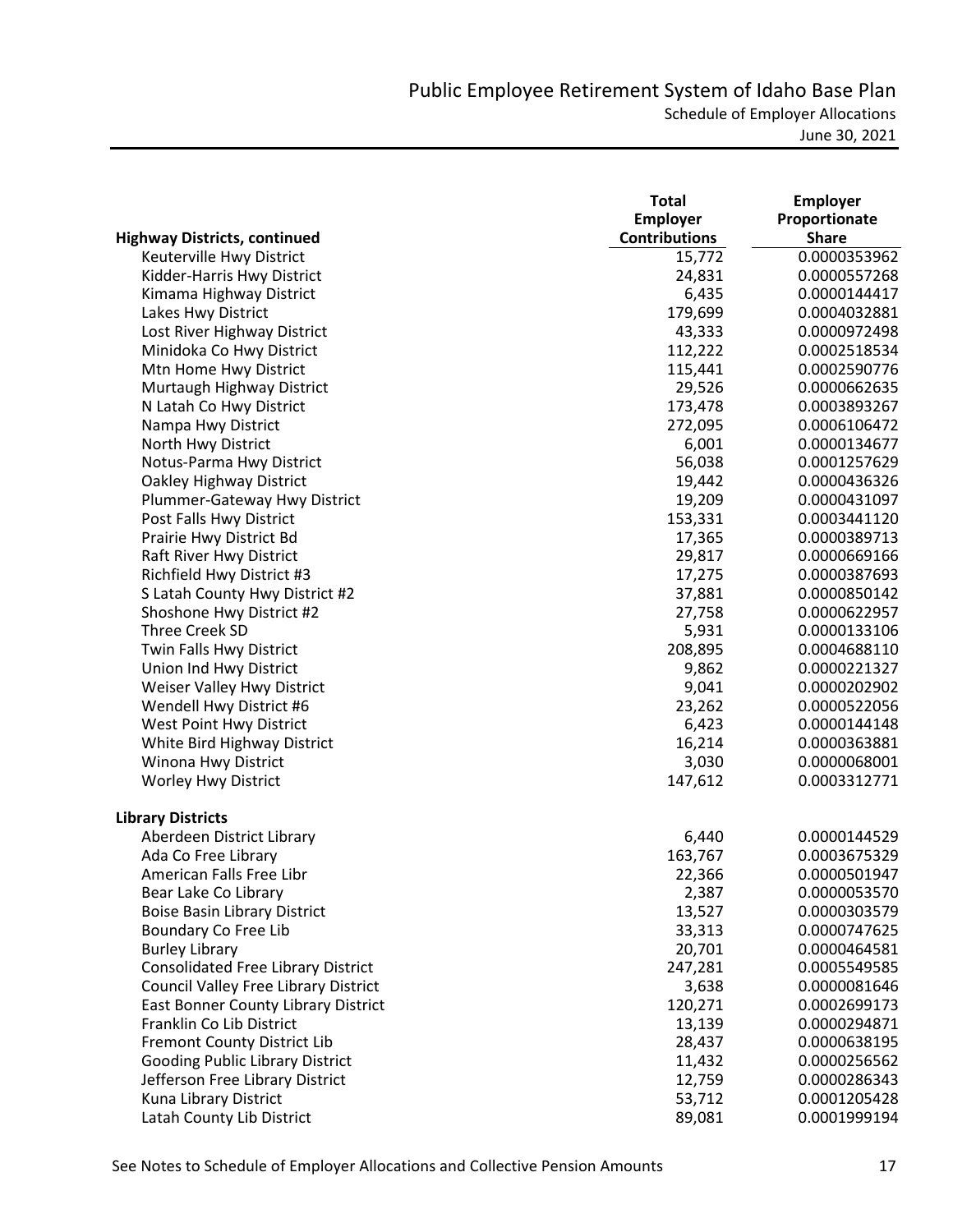# Public Employee Retirement System of Idaho Base Plan

Schedule of Employer Allocations

June 30, 2021

| Highway Districts, continued | Total Employer Contributions | Employer Proportionate Share |
|---|---|---|
| Keuterville Hwy District | 15,772 | 0.0000353962 |
| Kidder-Harris Hwy District | 24,831 | 0.0000557268 |
| Kimama Highway District | 6,435 | 0.0000144417 |
| Lakes Hwy District | 179,699 | 0.0004032881 |
| Lost River Highway District | 43,333 | 0.0000972498 |
| Minidoka Co Hwy District | 112,222 | 0.0002518534 |
| Mtn Home Hwy District | 115,441 | 0.0002590776 |
| Murtaugh Highway District | 29,526 | 0.0000662635 |
| N Latah Co Hwy District | 173,478 | 0.0003893267 |
| Nampa Hwy District | 272,095 | 0.0006106472 |
| North Hwy District | 6,001 | 0.0000134677 |
| Notus-Parma Hwy District | 56,038 | 0.0001257629 |
| Oakley Highway District | 19,442 | 0.0000436326 |
| Plummer-Gateway Hwy District | 19,209 | 0.0000431097 |
| Post Falls Hwy District | 153,331 | 0.0003441120 |
| Prairie Hwy District Bd | 17,365 | 0.0000389713 |
| Raft River Hwy District | 29,817 | 0.0000669166 |
| Richfield Hwy District #3 | 17,275 | 0.0000387693 |
| S Latah County Hwy District #2 | 37,881 | 0.0000850142 |
| Shoshone Hwy District #2 | 27,758 | 0.0000622957 |
| Three Creek SD | 5,931 | 0.0000133106 |
| Twin Falls Hwy District | 208,895 | 0.0004688110 |
| Union Ind Hwy District | 9,862 | 0.0000221327 |
| Weiser Valley Hwy District | 9,041 | 0.0000202902 |
| Wendell Hwy District #6 | 23,262 | 0.0000522056 |
| West Point Hwy District | 6,423 | 0.0000144148 |
| White Bird Highway District | 16,214 | 0.0000363881 |
| Winona Hwy District | 3,030 | 0.0000068001 |
| Worley Hwy District | 147,612 | 0.0003312771 |
| **Library Districts** | | |
| Aberdeen District Library | 6,440 | 0.0000144529 |
| Ada Co Free Library | 163,767 | 0.0003675329 |
| American Falls Free Libr | 22,366 | 0.0000501947 |
| Bear Lake Co Library | 2,387 | 0.0000053570 |
| Boise Basin Library District | 13,527 | 0.0000303579 |
| Boundary Co Free Lib | 33,313 | 0.0000747625 |
| Burley Library | 20,701 | 0.0000464581 |
| Consolidated Free Library District | 247,281 | 0.0005549585 |
| Council Valley Free Library District | 3,638 | 0.0000081646 |
| East Bonner County Library District | 120,271 | 0.0002699173 |
| Franklin Co Lib District | 13,139 | 0.0000294871 |
| Fremont County District Lib | 28,437 | 0.0000638195 |
| Gooding Public Library District | 11,432 | 0.0000256562 |
| Jefferson Free Library District | 12,759 | 0.0000286343 |
| Kuna Library District | 53,712 | 0.0001205428 |
| Latah County Lib District | 89,081 | 0.0001999194 |

See Notes to Schedule of Employer Allocations and Collective Pension Amounts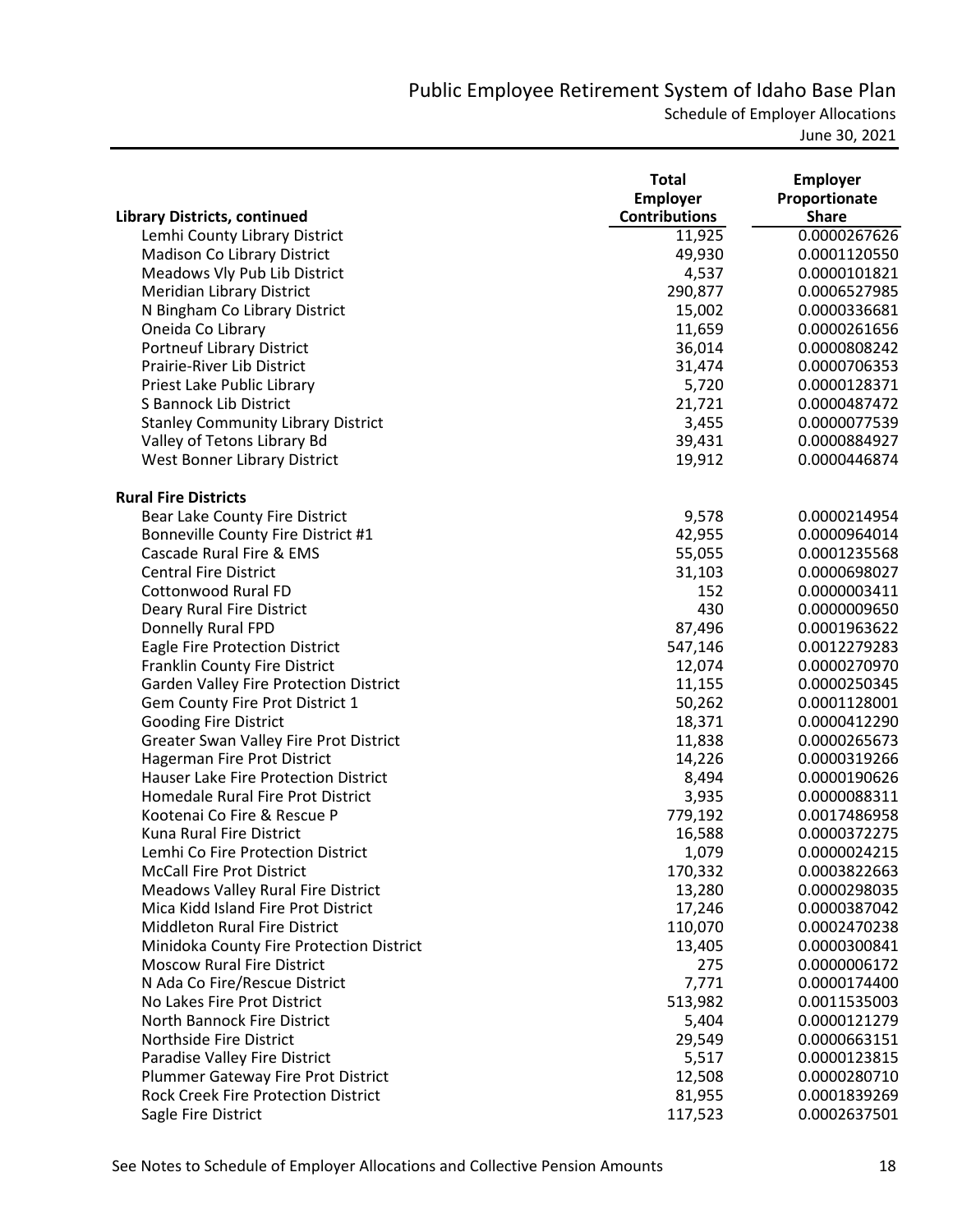| Library Districts, continued | Total Employer Contributions | Employer Proportionate Share |
|---|---|---|
| Lemhi County Library District | 11,925 | 0.0000267626 |
| Madison Co Library District | 49,930 | 0.0001120550 |
| Meadows Vly Pub Lib District | 4,537 | 0.0000101821 |
| Meridian Library District | 290,877 | 0.0006527985 |
| N Bingham Co Library District | 15,002 | 0.0000336681 |
| Oneida Co Library | 11,659 | 0.0000261656 |
| Portneuf Library District | 36,014 | 0.0000808242 |
| Prairie-River Lib District | 31,474 | 0.0000706353 |
| Priest Lake Public Library | 5,720 | 0.0000128371 |
| S Bannock Lib District | 21,721 | 0.0000487472 |
| Stanley Community Library District | 3,455 | 0.0000077539 |
| Valley of Tetons Library Bd | 39,431 | 0.0000884927 |
| West Bonner Library District | 19,912 | 0.0000446874 |
| **Rural Fire Districts** | | |
| Bear Lake County Fire District | 9,578 | 0.0000214954 |
| Bonneville County Fire District #1 | 42,955 | 0.0000964014 |
| Cascade Rural Fire & EMS | 55,055 | 0.0001235568 |
| Central Fire District | 31,103 | 0.0000698027 |
| Cottonwood Rural FD | 152 | 0.0000003411 |
| Deary Rural Fire District | 430 | 0.0000009650 |
| Donnelly Rural FPD | 87,496 | 0.0001963622 |
| Eagle Fire Protection District | 547,146 | 0.0012279283 |
| Franklin County Fire District | 12,074 | 0.0000270970 |
| Garden Valley Fire Protection District | 11,155 | 0.0000250345 |
| Gem County Fire Prot District 1 | 50,262 | 0.0001128001 |
| Gooding Fire District | 18,371 | 0.0000412290 |
| Greater Swan Valley Fire Prot District | 11,838 | 0.0000265673 |
| Hagerman Fire Prot District | 14,226 | 0.0000319266 |
| Hauser Lake Fire Protection District | 8,494 | 0.0000190626 |
| Homedale Rural Fire Prot District | 3,935 | 0.0000088311 |
| Kootenai Co Fire & Rescue P | 779,192 | 0.0017486958 |
| Kuna Rural Fire District | 16,588 | 0.0000372275 |
| Lemhi Co Fire Protection District | 1,079 | 0.0000024215 |
| McCall Fire Prot District | 170,332 | 0.0003822663 |
| Meadows Valley Rural Fire District | 13,280 | 0.0000298035 |
| Mica Kidd Island Fire Prot District | 17,246 | 0.0000387042 |
| Middleton Rural Fire District | 110,070 | 0.0002470238 |
| Minidoka County Fire Protection District | 13,405 | 0.0000300841 |
| Moscow Rural Fire District | 275 | 0.0000006172 |
| N Ada Co Fire/Rescue District | 7,771 | 0.0000174400 |
| No Lakes Fire Prot District | 513,982 | 0.0011535003 |
| North Bannock Fire District | 5,404 | 0.0000121279 |
| Northside Fire District | 29,549 | 0.0000663151 |
| Paradise Valley Fire District | 5,517 | 0.0000123815 |
| Plummer Gateway Fire Prot District | 12,508 | 0.0000280710 |
| Rock Creek Fire Protection District | 81,955 | 0.0001839269 |
| Sagle Fire District | 117,523 | 0.0002637501 |

See Notes to Schedule of Employer Allocations and Collective Pension Amounts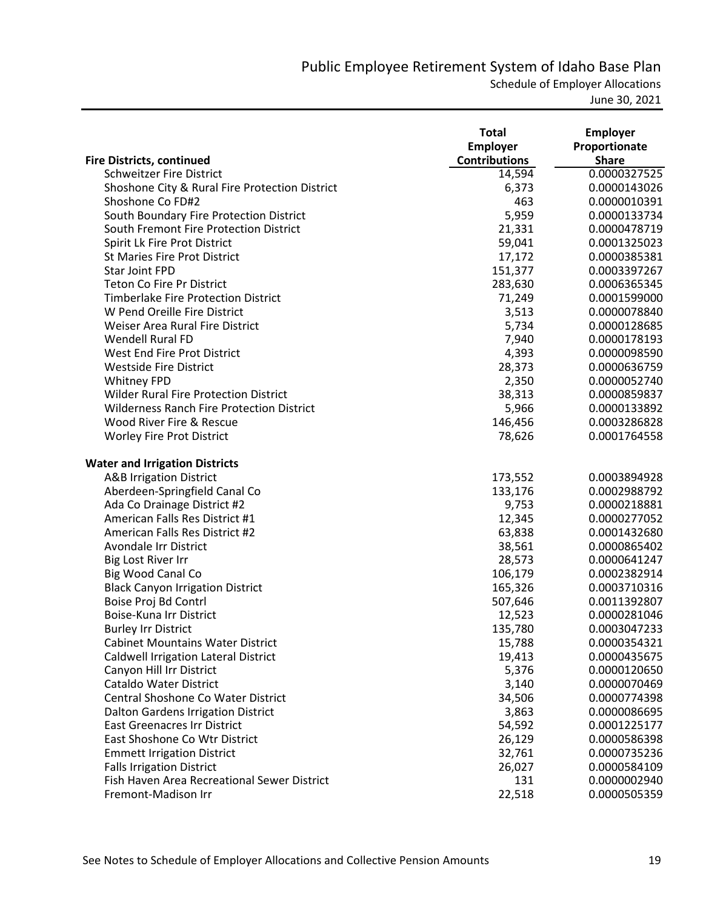## Public Employee Retirement System of Idaho Base Plan

Schedule of Employer Allocations

June 30, 2021

| Fire Districts, continued | Total Employer Contributions | Employer Proportionate Share |
|---|---|---|
| Schweitzer Fire District | 14,594 | 0.0000327525 |
| Shoshone City & Rural Fire Protection District | 6,373 | 0.0000143026 |
| Shoshone Co FD#2 | 463 | 0.0000010391 |
| South Boundary Fire Protection District | 5,959 | 0.0000133734 |
| South Fremont Fire Protection District | 21,331 | 0.0000478719 |
| Spirit Lk Fire Prot District | 59,041 | 0.0001325023 |
| St Maries Fire Prot District | 17,172 | 0.0000385381 |
| Star Joint FPD | 151,377 | 0.0003397267 |
| Teton Co Fire Pr District | 283,630 | 0.0006365345 |
| Timberlake Fire Protection District | 71,249 | 0.0001599000 |
| W Pend Oreille Fire District | 3,513 | 0.0000078840 |
| Weiser Area Rural Fire District | 5,734 | 0.0000128685 |
| Wendell Rural FD | 7,940 | 0.0000178193 |
| West End Fire Prot District | 4,393 | 0.0000098590 |
| Westside Fire District | 28,373 | 0.0000636759 |
| Whitney FPD | 2,350 | 0.0000052740 |
| Wilder Rural Fire Protection District | 38,313 | 0.0000859837 |
| Wilderness Ranch Fire Protection District | 5,966 | 0.0000133892 |
| Wood River Fire & Rescue | 146,456 | 0.0003286828 |
| Worley Fire Prot District | 78,626 | 0.0001764558 |
| **Water and Irrigation Districts** | | |
| A&B Irrigation District | 173,552 | 0.0003894928 |
| Aberdeen-Springfield Canal Co | 133,176 | 0.0002988792 |
| Ada Co Drainage District #2 | 9,753 | 0.0000218881 |
| American Falls Res District #1 | 12,345 | 0.0000277052 |
| American Falls Res District #2 | 63,838 | 0.0001432680 |
| Avondale Irr District | 38,561 | 0.0000865402 |
| Big Lost River Irr | 28,573 | 0.0000641247 |
| Big Wood Canal Co | 106,179 | 0.0002382914 |
| Black Canyon Irrigation District | 165,326 | 0.0003710316 |
| Boise Proj Bd Contrl | 507,646 | 0.0011392807 |
| Boise-Kuna Irr District | 12,523 | 0.0000281046 |
| Burley Irr District | 135,780 | 0.0003047233 |
| Cabinet Mountains Water District | 15,788 | 0.0000354321 |
| Caldwell Irrigation Lateral District | 19,413 | 0.0000435675 |
| Canyon Hill Irr District | 5,376 | 0.0000120650 |
| Cataldo Water District | 3,140 | 0.0000070469 |
| Central Shoshone Co Water District | 34,506 | 0.0000774398 |
| Dalton Gardens Irrigation District | 3,863 | 0.0000086695 |
| East Greenacres Irr District | 54,592 | 0.0001225177 |
| East Shoshone Co Wtr District | 26,129 | 0.0000586398 |
| Emmett Irrigation District | 32,761 | 0.0000735236 |
| Falls Irrigation District | 26,027 | 0.0000584109 |
| Fish Haven Area Recreational Sewer District | 131 | 0.0000002940 |
| Fremont-Madison Irr | 22,518 | 0.0000505359 |

See Notes to Schedule of Employer Allocations and Collective Pension Amounts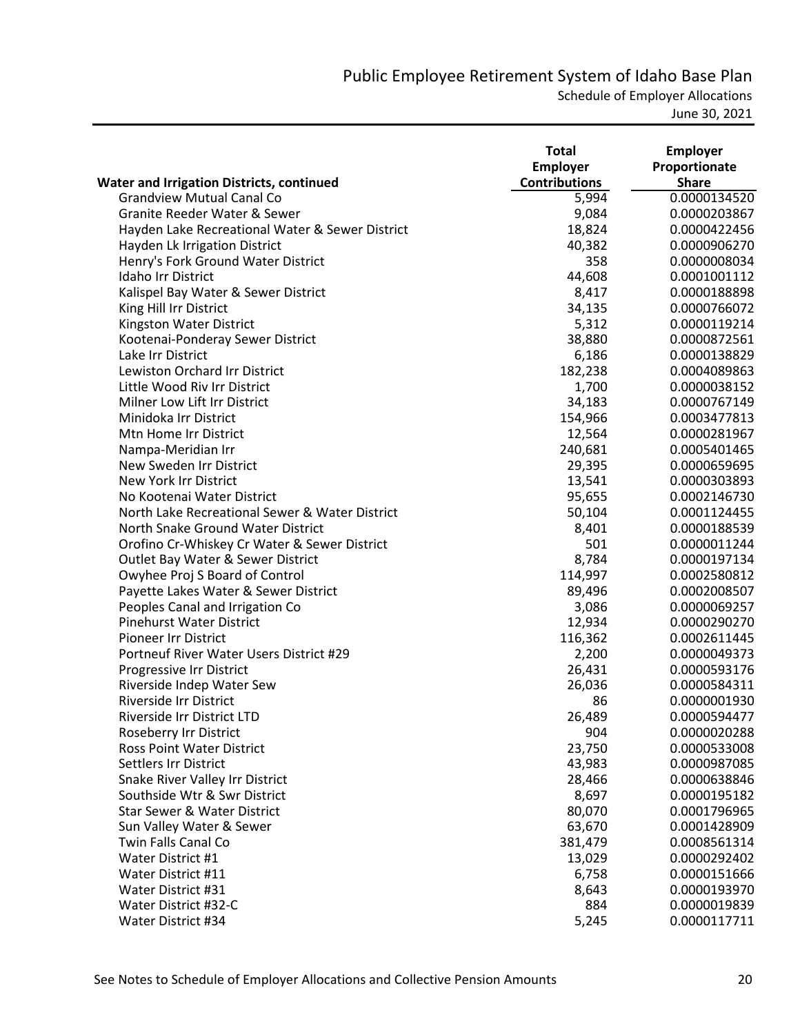# Public Employee Retirement System of Idaho Base Plan

Schedule of Employer Allocations

June 30, 2021

| Water and Irrigation Districts, continued | Total Employer Contributions | Employer Proportionate Share |
|---|---|---|
| Grandview Mutual Canal Co | 5,994 | 0.0000134520 |
| Granite Reeder Water & Sewer | 9,084 | 0.0000203867 |
| Hayden Lake Recreational Water & Sewer District | 18,824 | 0.0000422456 |
| Hayden Lk Irrigation District | 40,382 | 0.0000906270 |
| Henry's Fork Ground Water District | 358 | 0.0000008034 |
| Idaho Irr District | 44,608 | 0.0001001112 |
| Kalispel Bay Water & Sewer District | 8,417 | 0.0000188898 |
| King Hill Irr District | 34,135 | 0.0000766072 |
| Kingston Water District | 5,312 | 0.0000119214 |
| Kootenai-Ponderay Sewer District | 38,880 | 0.0000872561 |
| Lake Irr District | 6,186 | 0.0000138829 |
| Lewiston Orchard Irr District | 182,238 | 0.0004089863 |
| Little Wood Riv Irr District | 1,700 | 0.0000038152 |
| Milner Low Lift Irr District | 34,183 | 0.0000767149 |
| Minidoka Irr District | 154,966 | 0.0003477813 |
| Mtn Home Irr District | 12,564 | 0.0000281967 |
| Nampa-Meridian Irr | 240,681 | 0.0005401465 |
| New Sweden Irr District | 29,395 | 0.0000659695 |
| New York Irr District | 13,541 | 0.0000303893 |
| No Kootenai Water District | 95,655 | 0.0002146730 |
| North Lake Recreational Sewer & Water District | 50,104 | 0.0001124455 |
| North Snake Ground Water District | 8,401 | 0.0000188539 |
| Orofino Cr-Whiskey Cr Water & Sewer District | 501 | 0.0000011244 |
| Outlet Bay Water & Sewer District | 8,784 | 0.0000197134 |
| Owyhee Proj S Board of Control | 114,997 | 0.0002580812 |
| Payette Lakes Water & Sewer District | 89,496 | 0.0002008507 |
| Peoples Canal and Irrigation Co | 3,086 | 0.0000069257 |
| Pinehurst Water District | 12,934 | 0.0000290270 |
| Pioneer Irr District | 116,362 | 0.0002611445 |
| Portneuf River Water Users District #29 | 2,200 | 0.0000049373 |
| Progressive Irr District | 26,431 | 0.0000593176 |
| Riverside Indep Water Sew | 26,036 | 0.0000584311 |
| Riverside Irr District | 86 | 0.0000001930 |
| Riverside Irr District LTD | 26,489 | 0.0000594477 |
| Roseberry Irr District | 904 | 0.0000020288 |
| Ross Point Water District | 23,750 | 0.0000533008 |
| Settlers Irr District | 43,983 | 0.0000987085 |
| Snake River Valley Irr District | 28,466 | 0.0000638846 |
| Southside Wtr & Swr District | 8,697 | 0.0000195182 |
| Star Sewer & Water District | 80,070 | 0.0001796965 |
| Sun Valley Water & Sewer | 63,670 | 0.0001428909 |
| Twin Falls Canal Co | 381,479 | 0.0008561314 |
| Water District #1 | 13,029 | 0.0000292402 |
| Water District #11 | 6,758 | 0.0000151666 |
| Water District #31 | 8,643 | 0.0000193970 |
| Water District #32-C | 884 | 0.0000019839 |
| Water District #34 | 5,245 | 0.0000117711 |

See Notes to Schedule of Employer Allocations and Collective Pension Amounts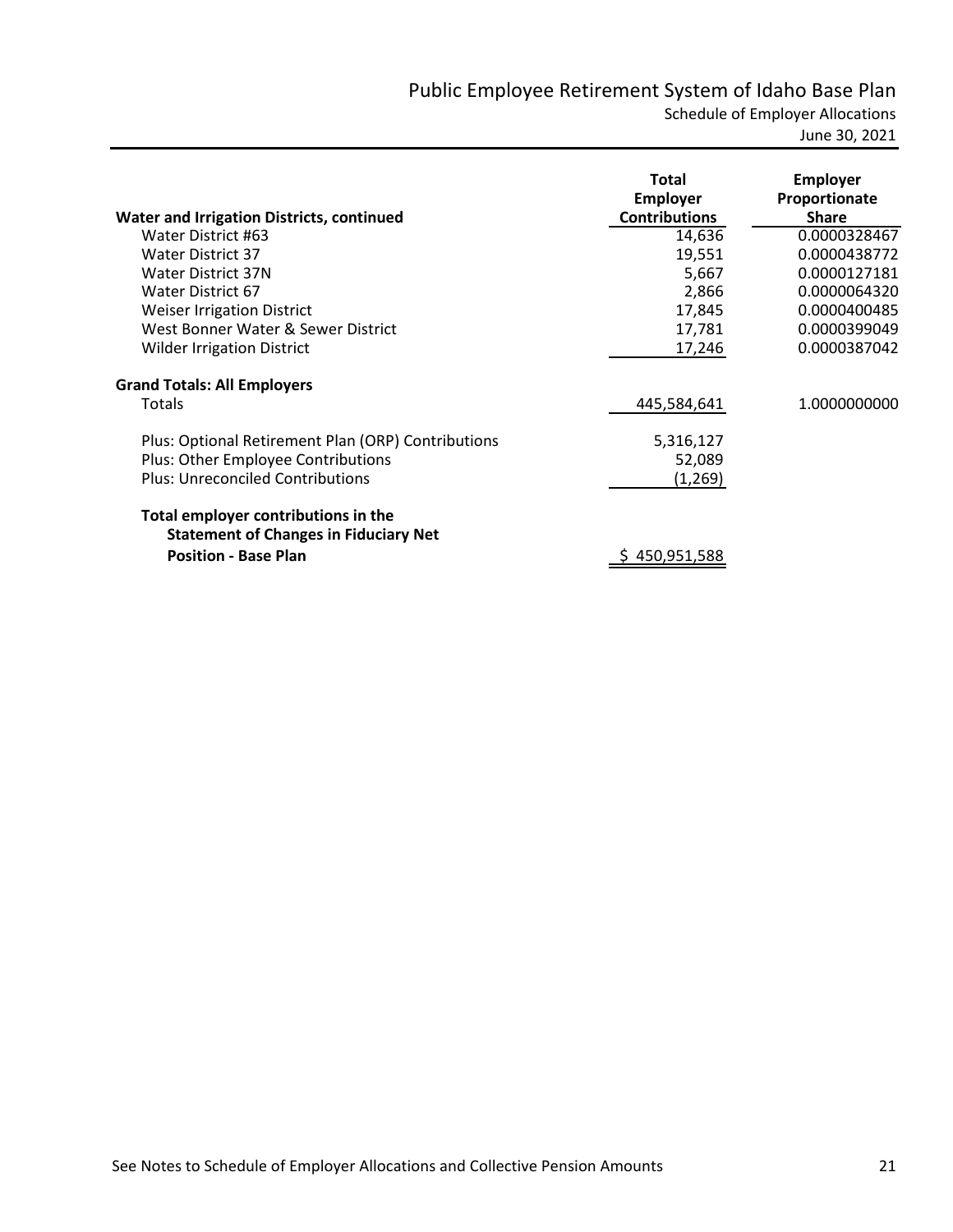# Public Employee Retirement System of Idaho Base Plan

## Schedule of Employer Allocations

June 30, 2021

| Water and Irrigation Districts, continued | Total Employer Contributions | Employer Proportionate Share |
|---|---|---|
| Water District #63 | 14,636 | 0.0000328467 |
| Water District 37 | 19,551 | 0.0000438772 |
| Water District 37N | 5,667 | 0.0000127181 |
| Water District 67 | 2,866 | 0.0000064320 |
| Weiser Irrigation District | 17,845 | 0.0000400485 |
| West Bonner Water & Sewer District | 17,781 | 0.0000399049 |
| Wilder Irrigation District | 17,246 | 0.0000387042 |
| **Grand Totals: All Employers** | | |
| Totals | 445,584,641 | 1.0000000000 |
| Plus: Optional Retirement Plan (ORP) Contributions | 5,316,127 | |
| Plus: Other Employee Contributions | 52,089 | |
| Plus: Unreconciled Contributions | (1,269) | |
| **Total employer contributions in the Statement of Changes in Fiduciary Net Position - Base Plan** | $ 450,951,588 | |

See Notes to Schedule of Employer Allocations and Collective Pension Amounts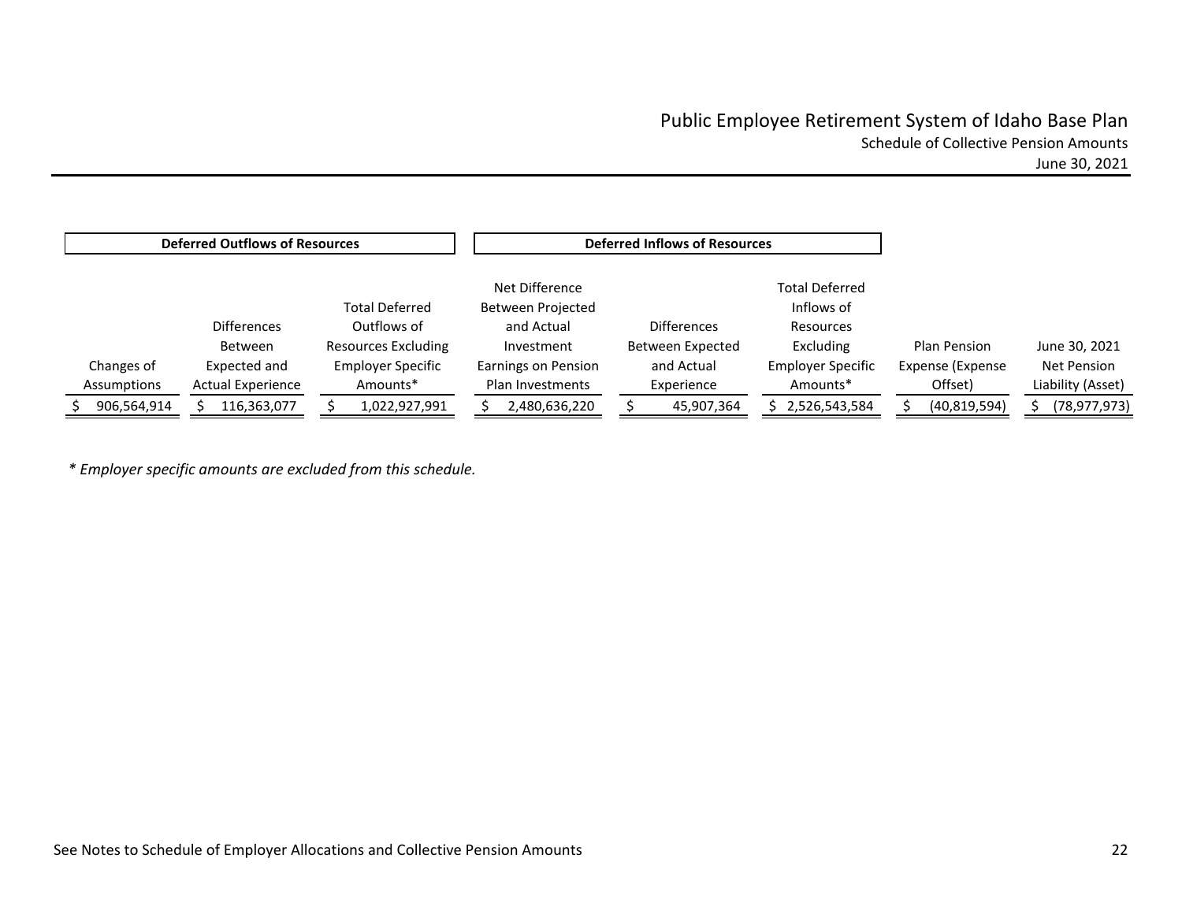# Public Employee Retirement System of Idaho Base Plan

## Schedule of Collective Pension Amounts

### June 30, 2021

| Deferred Outflows of Resources | | | Deferred Inflows of Resources | | | | |
|---|---|---|---|---|---|---|---|
| Changes of Assumptions | Differences Between Expected and Actual Experience | Total Deferred Outflows of Resources Excluding Employer Specific Amounts* | Net Difference Between Projected and Actual Investment Earnings on Pension Plan Investments | Differences Between Expected and Actual Experience | Total Deferred Inflows of Resources Excluding Employer Specific Amounts* | Plan Pension Expense (Expense Offset) | June 30, 2021 Net Pension Liability (Asset) |
| $ 906,564,914 | $ 116,363,077 | $ 1,022,927,991 | $ 2,480,636,220 | $ 45,907,364 | $ 2,526,543,584 | $ (40,819,594) | $ (78,977,973) |

*\* Employer specific amounts are excluded from this schedule.*

See Notes to Schedule of Employer Allocations and Collective Pension Amounts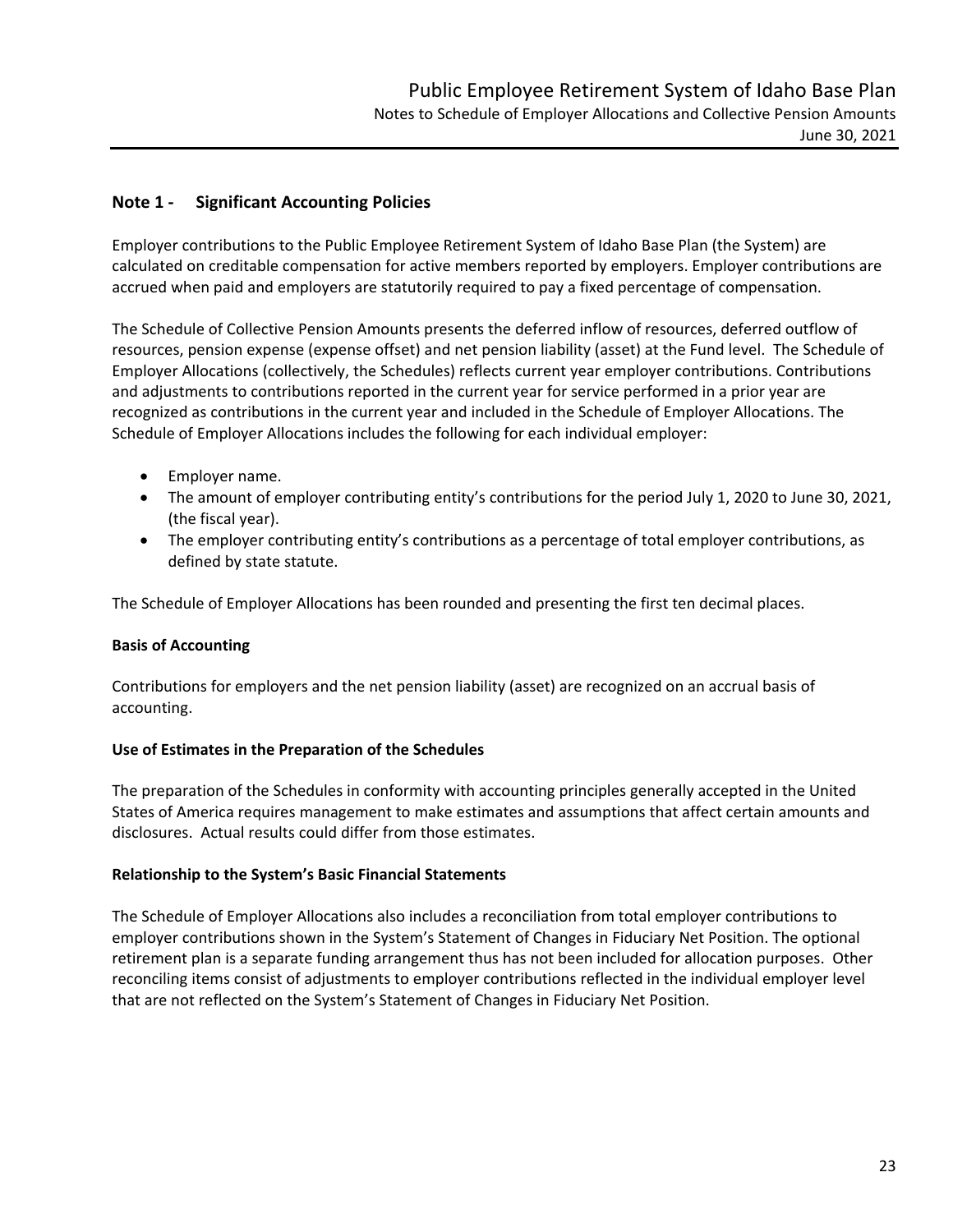## Note 1 - Significant Accounting Policies

Employer contributions to the Public Employee Retirement System of Idaho Base Plan (the System) are calculated on creditable compensation for active members reported by employers. Employer contributions are accrued when paid and employers are statutorily required to pay a fixed percentage of compensation.

The Schedule of Collective Pension Amounts presents the deferred inflow of resources, deferred outflow of resources, pension expense (expense offset) and net pension liability (asset) at the Fund level. The Schedule of Employer Allocations (collectively, the Schedules) reflects current year employer contributions. Contributions and adjustments to contributions reported in the current year for service performed in a prior year are recognized as contributions in the current year and included in the Schedule of Employer Allocations. The Schedule of Employer Allocations includes the following for each individual employer:

- Employer name.
- The amount of employer contributing entity's contributions for the period July 1, 2020 to June 30, 2021, (the fiscal year).
- The employer contributing entity's contributions as a percentage of total employer contributions, as defined by state statute.

The Schedule of Employer Allocations has been rounded and presenting the first ten decimal places.

### Basis of Accounting

Contributions for employers and the net pension liability (asset) are recognized on an accrual basis of accounting.

### Use of Estimates in the Preparation of the Schedules

The preparation of the Schedules in conformity with accounting principles generally accepted in the United States of America requires management to make estimates and assumptions that affect certain amounts and disclosures. Actual results could differ from those estimates.

### Relationship to the System's Basic Financial Statements

The Schedule of Employer Allocations also includes a reconciliation from total employer contributions to employer contributions shown in the System's Statement of Changes in Fiduciary Net Position. The optional retirement plan is a separate funding arrangement thus has not been included for allocation purposes. Other reconciling items consist of adjustments to employer contributions reflected in the individual employer level that are not reflected on the System's Statement of Changes in Fiduciary Net Position.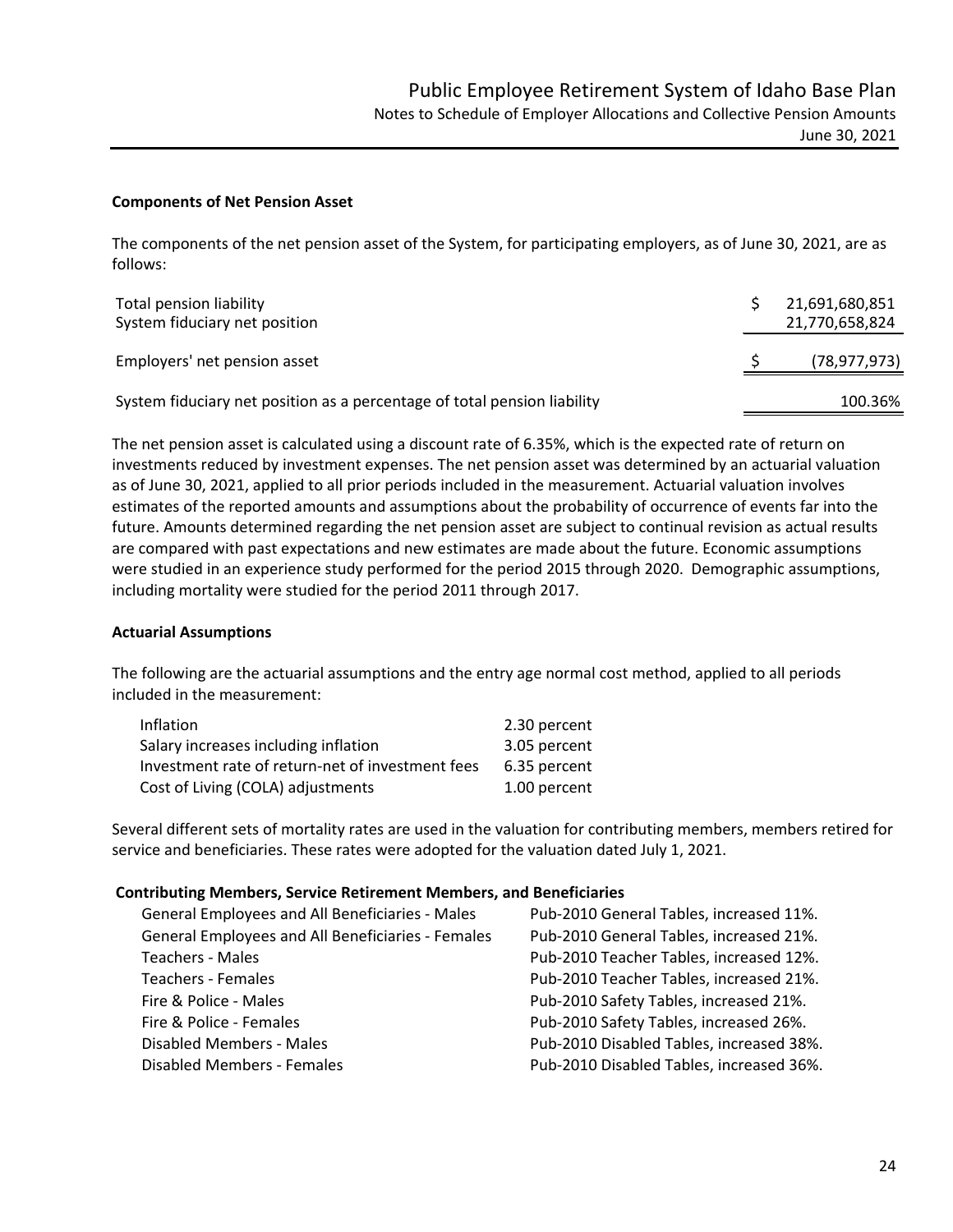### Components of Net Pension Asset

The components of the net pension asset of the System, for participating employers, as of June 30, 2021, are as follows:

| | |
|---|---|
| Total pension liability | $ 21,691,680,851 |
| System fiduciary net position | 21,770,658,824 |
| Employers' net pension asset | $ (78,977,973) |
| System fiduciary net position as a percentage of total pension liability | 100.36% |

The net pension asset is calculated using a discount rate of 6.35%, which is the expected rate of return on investments reduced by investment expenses. The net pension asset was determined by an actuarial valuation as of June 30, 2021, applied to all prior periods included in the measurement. Actuarial valuation involves estimates of the reported amounts and assumptions about the probability of occurrence of events far into the future. Amounts determined regarding the net pension asset are subject to continual revision as actual results are compared with past expectations and new estimates are made about the future. Economic assumptions were studied in an experience study performed for the period 2015 through 2020. Demographic assumptions, including mortality were studied for the period 2011 through 2017.

### Actuarial Assumptions

The following are the actuarial assumptions and the entry age normal cost method, applied to all periods included in the measurement:

| | |
|---|---|
| Inflation | 2.30 percent |
| Salary increases including inflation | 3.05 percent |
| Investment rate of return-net of investment fees | 6.35 percent |
| Cost of Living (COLA) adjustments | 1.00 percent |

Several different sets of mortality rates are used in the valuation for contributing members, members retired for service and beneficiaries. These rates were adopted for the valuation dated July 1, 2021.

**Contributing Members, Service Retirement Members, and Beneficiaries**

| | |
|---|---|
| General Employees and All Beneficiaries - Males | Pub-2010 General Tables, increased 11%. |
| General Employees and All Beneficiaries - Females | Pub-2010 General Tables, increased 21%. |
| Teachers - Males | Pub-2010 Teacher Tables, increased 12%. |
| Teachers - Females | Pub-2010 Teacher Tables, increased 21%. |
| Fire & Police - Males | Pub-2010 Safety Tables, increased 21%. |
| Fire & Police - Females | Pub-2010 Safety Tables, increased 26%. |
| Disabled Members - Males | Pub-2010 Disabled Tables, increased 38%. |
| Disabled Members - Females | Pub-2010 Disabled Tables, increased 36%. |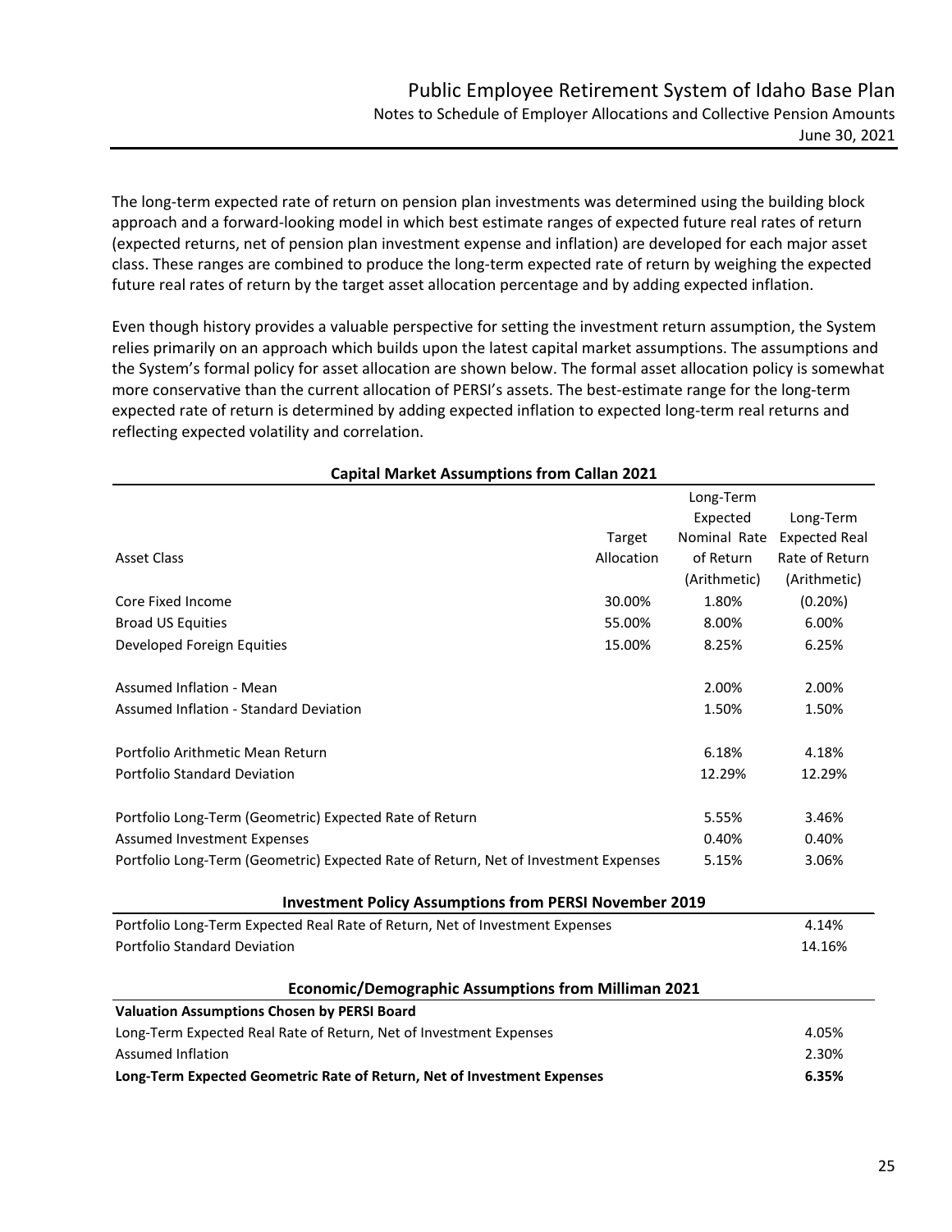The long-term expected rate of return on pension plan investments was determined using the building block approach and a forward-looking model in which best estimate ranges of expected future real rates of return (expected returns, net of pension plan investment expense and inflation) are developed for each major asset class. These ranges are combined to produce the long-term expected rate of return by weighing the expected future real rates of return by the target asset allocation percentage and by adding expected inflation.

Even though history provides a valuable perspective for setting the investment return assumption, the System relies primarily on an approach which builds upon the latest capital market assumptions. The assumptions and the System's formal policy for asset allocation are shown below. The formal asset allocation policy is somewhat more conservative than the current allocation of PERSI's assets. The best-estimate range for the long-term expected rate of return is determined by adding expected inflation to expected long-term real returns and reflecting expected volatility and correlation.

**Capital Market Assumptions from Callan 2021**

| Asset Class | Target Allocation | Long-Term Expected Nominal Rate of Return (Arithmetic) | Long-Term Expected Real Rate of Return (Arithmetic) |
|---|---|---|---|
| Core Fixed Income | 30.00% | 1.80% | (0.20%) |
| Broad US Equities | 55.00% | 8.00% | 6.00% |
| Developed Foreign Equities | 15.00% | 8.25% | 6.25% |
| Assumed Inflation - Mean | | 2.00% | 2.00% |
| Assumed Inflation - Standard Deviation | | 1.50% | 1.50% |
| Portfolio Arithmetic Mean Return | | 6.18% | 4.18% |
| Portfolio Standard Deviation | | 12.29% | 12.29% |
| Portfolio Long-Term (Geometric) Expected Rate of Return | | 5.55% | 3.46% |
| Assumed Investment Expenses | | 0.40% | 0.40% |
| Portfolio Long-Term (Geometric) Expected Rate of Return, Net of Investment Expenses | | 5.15% | 3.06% |

**Investment Policy Assumptions from PERSI November 2019**

| | |
|---|---|
| Portfolio Long-Term Expected Real Rate of Return, Net of Investment Expenses | 4.14% |
| Portfolio Standard Deviation | 14.16% |

**Economic/Demographic Assumptions from Milliman 2021**

| **Valuation Assumptions Chosen by PERSI Board** | |
|---|---|
| Long-Term Expected Real Rate of Return, Net of Investment Expenses | 4.05% |
| Assumed Inflation | 2.30% |
| **Long-Term Expected Geometric Rate of Return, Net of Investment Expenses** | **6.35%** |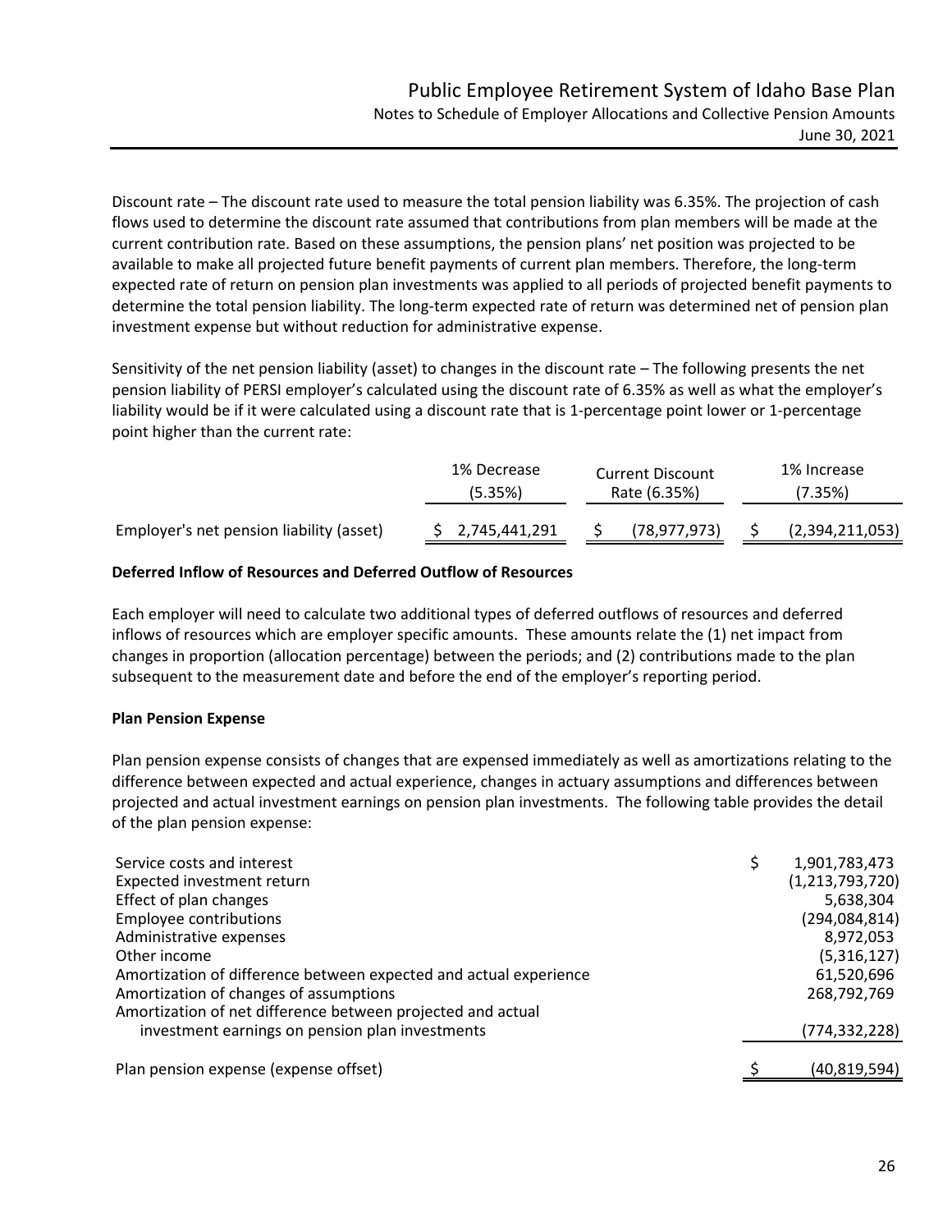Discount rate – The discount rate used to measure the total pension liability was 6.35%. The projection of cash flows used to determine the discount rate assumed that contributions from plan members will be made at the current contribution rate. Based on these assumptions, the pension plans' net position was projected to be available to make all projected future benefit payments of current plan members. Therefore, the long-term expected rate of return on pension plan investments was applied to all periods of projected benefit payments to determine the total pension liability. The long-term expected rate of return was determined net of pension plan investment expense but without reduction for administrative expense.

Sensitivity of the net pension liability (asset) to changes in the discount rate – The following presents the net pension liability of PERSI employer's calculated using the discount rate of 6.35% as well as what the employer's liability would be if it were calculated using a discount rate that is 1-percentage point lower or 1-percentage point higher than the current rate:

| | 1% Decrease (5.35%) | Current Discount Rate (6.35%) | 1% Increase (7.35%) |
|---|---|---|---|
| Employer's net pension liability (asset) | $ 2,745,441,291 | $ (78,977,973) | $ (2,394,211,053) |

**Deferred Inflow of Resources and Deferred Outflow of Resources**

Each employer will need to calculate two additional types of deferred outflows of resources and deferred inflows of resources which are employer specific amounts. These amounts relate the (1) net impact from changes in proportion (allocation percentage) between the periods; and (2) contributions made to the plan subsequent to the measurement date and before the end of the employer's reporting period.

**Plan Pension Expense**

Plan pension expense consists of changes that are expensed immediately as well as amortizations relating to the difference between expected and actual experience, changes in actuary assumptions and differences between projected and actual investment earnings on pension plan investments. The following table provides the detail of the plan pension expense:

| | |
|---|---|
| Service costs and interest | $ 1,901,783,473 |
| Expected investment return | (1,213,793,720) |
| Effect of plan changes | 5,638,304 |
| Employee contributions | (294,084,814) |
| Administrative expenses | 8,972,053 |
| Other income | (5,316,127) |
| Amortization of difference between expected and actual experience | 61,520,696 |
| Amortization of changes of assumptions | 268,792,769 |
| Amortization of net difference between projected and actual investment earnings on pension plan investments | (774,332,228) |
| Plan pension expense (expense offset) | $ (40,819,594) |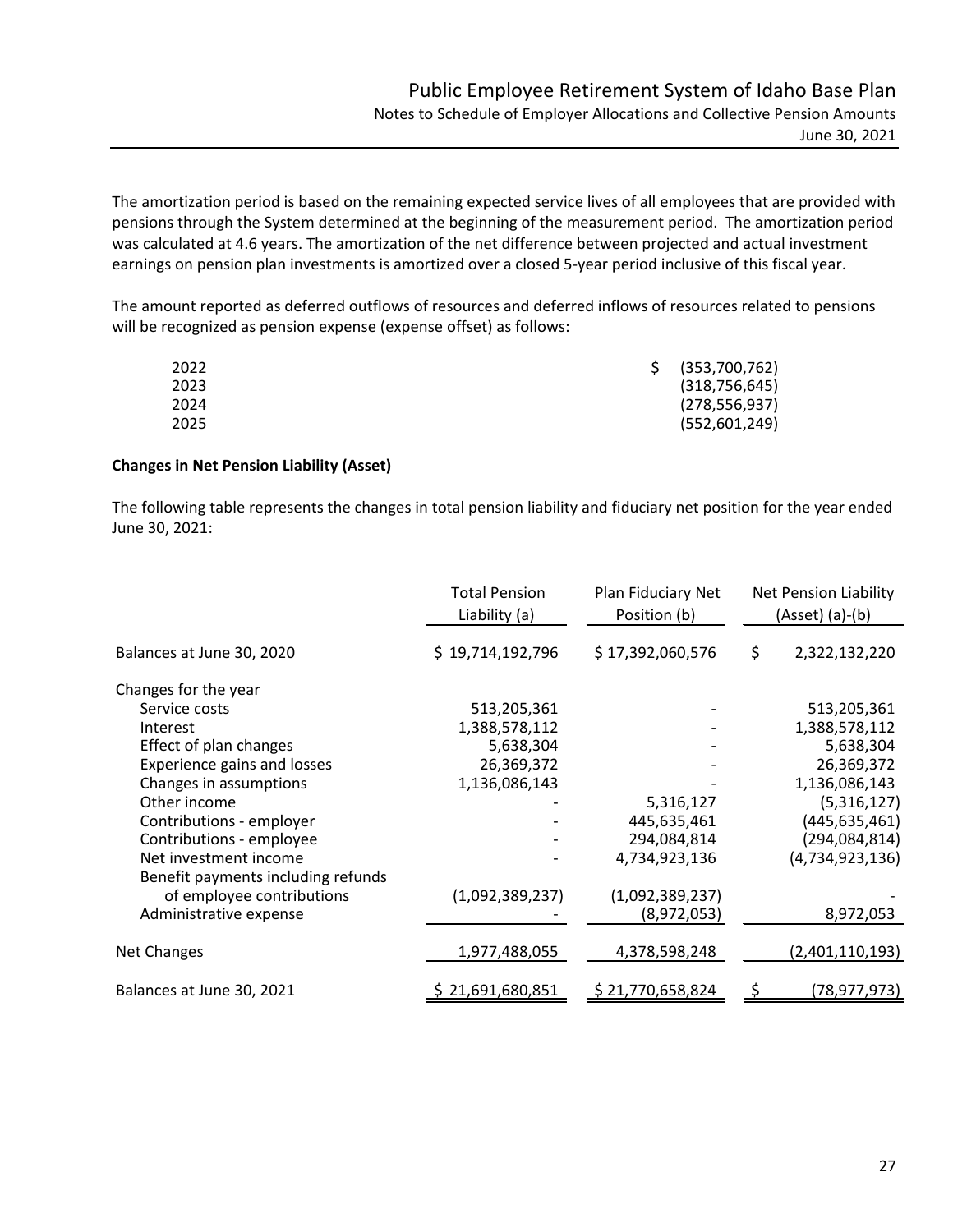The amortization period is based on the remaining expected service lives of all employees that are provided with pensions through the System determined at the beginning of the measurement period. The amortization period was calculated at 4.6 years. The amortization of the net difference between projected and actual investment earnings on pension plan investments is amortized over a closed 5-year period inclusive of this fiscal year.

The amount reported as deferred outflows of resources and deferred inflows of resources related to pensions will be recognized as pension expense (expense offset) as follows:

| | |
|---|---|
| 2022 | $ (353,700,762) |
| 2023 | (318,756,645) |
| 2024 | (278,556,937) |
| 2025 | (552,601,249) |

**Changes in Net Pension Liability (Asset)**

The following table represents the changes in total pension liability and fiduciary net position for the year ended June 30, 2021:

| | Total Pension Liability (a) | Plan Fiduciary Net Position (b) | Net Pension Liability (Asset) (a)-(b) |
|---|---|---|---|
| Balances at June 30, 2020 | $ 19,714,192,796 | $ 17,392,060,576 | $ 2,322,132,220 |
| Changes for the year | | | |
| Service costs | 513,205,361 | - | 513,205,361 |
| Interest | 1,388,578,112 | - | 1,388,578,112 |
| Effect of plan changes | 5,638,304 | - | 5,638,304 |
| Experience gains and losses | 26,369,372 | - | 26,369,372 |
| Changes in assumptions | 1,136,086,143 | - | 1,136,086,143 |
| Other income | - | 5,316,127 | (5,316,127) |
| Contributions - employer | - | 445,635,461 | (445,635,461) |
| Contributions - employee | - | 294,084,814 | (294,084,814) |
| Net investment income | - | 4,734,923,136 | (4,734,923,136) |
| Benefit payments including refunds of employee contributions | (1,092,389,237) | (1,092,389,237) | - |
| Administrative expense | - | (8,972,053) | 8,972,053 |
| Net Changes | 1,977,488,055 | 4,378,598,248 | (2,401,110,193) |
| Balances at June 30, 2021 | $ 21,691,680,851 | $ 21,770,658,824 | $ (78,977,973) |